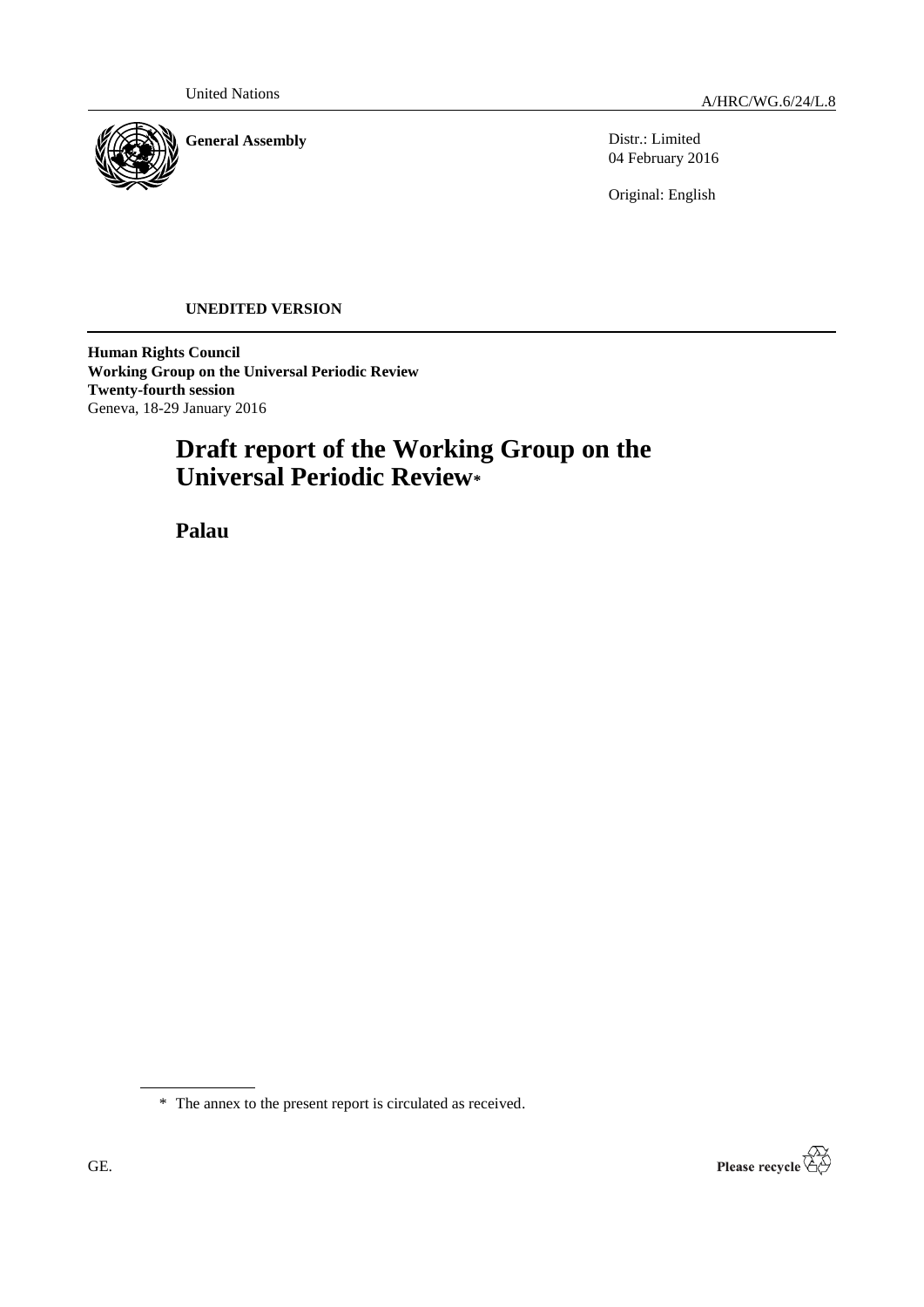United Nations

A/HRC/WG.6/24/L.8

**General Assembly**

Distr.: Limited
04 February 2016

Original: English

**UNEDITED VERSION**

**Human Rights Council**
**Working Group on the Universal Periodic Review**
**Twenty-fourth session**
Geneva, 18-29 January 2016

# Draft report of the Working Group on the Universal Periodic Review*

## Palau

\* The annex to the present report is circulated as received.

GE.

Please recycle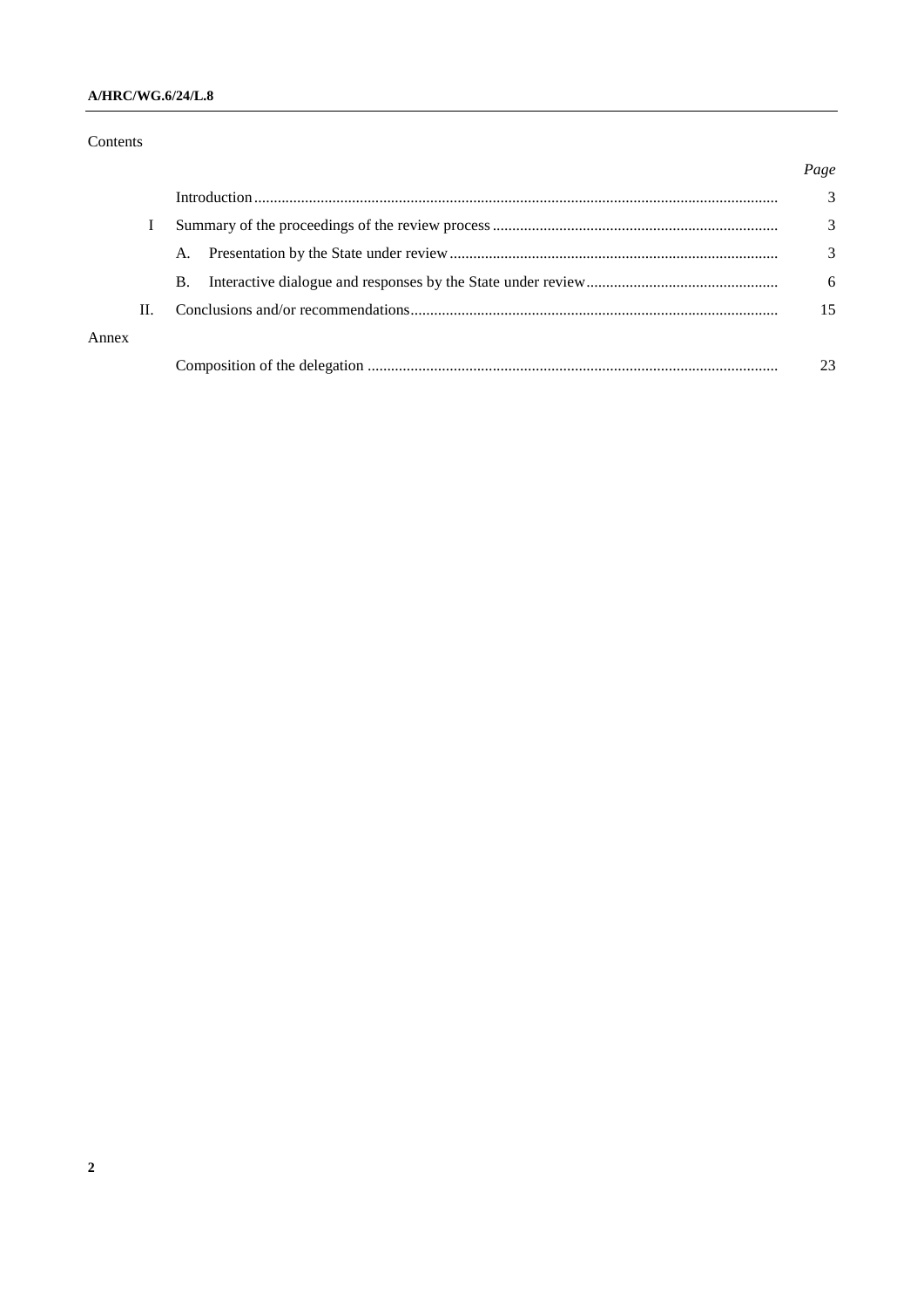Contents

| | | Page |
|---|---|---|
| | Introduction | 3 |
| I | Summary of the proceedings of the review process | 3 |
| | A. Presentation by the State under review | 3 |
| | B. Interactive dialogue and responses by the State under review | 6 |
| II. | Conclusions and/or recommendations | 15 |
| Annex | | |
| | Composition of the delegation | 23 |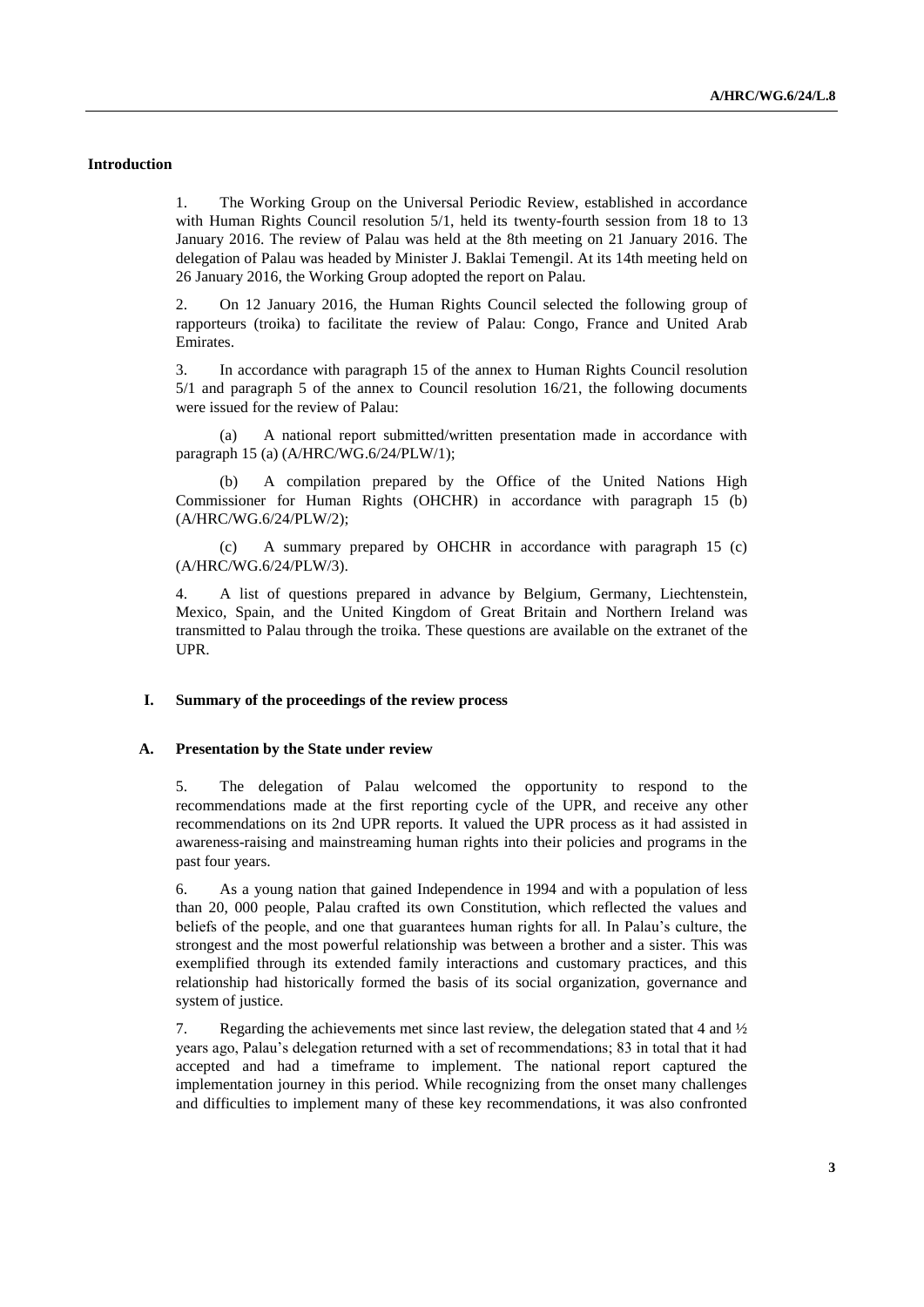## Introduction

1. The Working Group on the Universal Periodic Review, established in accordance with Human Rights Council resolution 5/1, held its twenty-fourth session from 18 to 13 January 2016. The review of Palau was held at the 8th meeting on 21 January 2016. The delegation of Palau was headed by Minister J. Baklai Temengil. At its 14th meeting held on 26 January 2016, the Working Group adopted the report on Palau.

2. On 12 January 2016, the Human Rights Council selected the following group of rapporteurs (troika) to facilitate the review of Palau: Congo, France and United Arab Emirates.

3. In accordance with paragraph 15 of the annex to Human Rights Council resolution 5/1 and paragraph 5 of the annex to Council resolution 16/21, the following documents were issued for the review of Palau:

(a) A national report submitted/written presentation made in accordance with paragraph 15 (a) (A/HRC/WG.6/24/PLW/1);

(b) A compilation prepared by the Office of the United Nations High Commissioner for Human Rights (OHCHR) in accordance with paragraph 15 (b) (A/HRC/WG.6/24/PLW/2);

(c) A summary prepared by OHCHR in accordance with paragraph 15 (c) (A/HRC/WG.6/24/PLW/3).

4. A list of questions prepared in advance by Belgium, Germany, Liechtenstein, Mexico, Spain, and the United Kingdom of Great Britain and Northern Ireland was transmitted to Palau through the troika. These questions are available on the extranet of the UPR.

## I. Summary of the proceedings of the review process

### A. Presentation by the State under review

5. The delegation of Palau welcomed the opportunity to respond to the recommendations made at the first reporting cycle of the UPR, and receive any other recommendations on its 2nd UPR reports. It valued the UPR process as it had assisted in awareness-raising and mainstreaming human rights into their policies and programs in the past four years.

6. As a young nation that gained Independence in 1994 and with a population of less than 20, 000 people, Palau crafted its own Constitution, which reflected the values and beliefs of the people, and one that guarantees human rights for all. In Palau's culture, the strongest and the most powerful relationship was between a brother and a sister. This was exemplified through its extended family interactions and customary practices, and this relationship had historically formed the basis of its social organization, governance and system of justice.

7. Regarding the achievements met since last review, the delegation stated that 4 and ½ years ago, Palau's delegation returned with a set of recommendations; 83 in total that it had accepted and had a timeframe to implement. The national report captured the implementation journey in this period. While recognizing from the onset many challenges and difficulties to implement many of these key recommendations, it was also confronted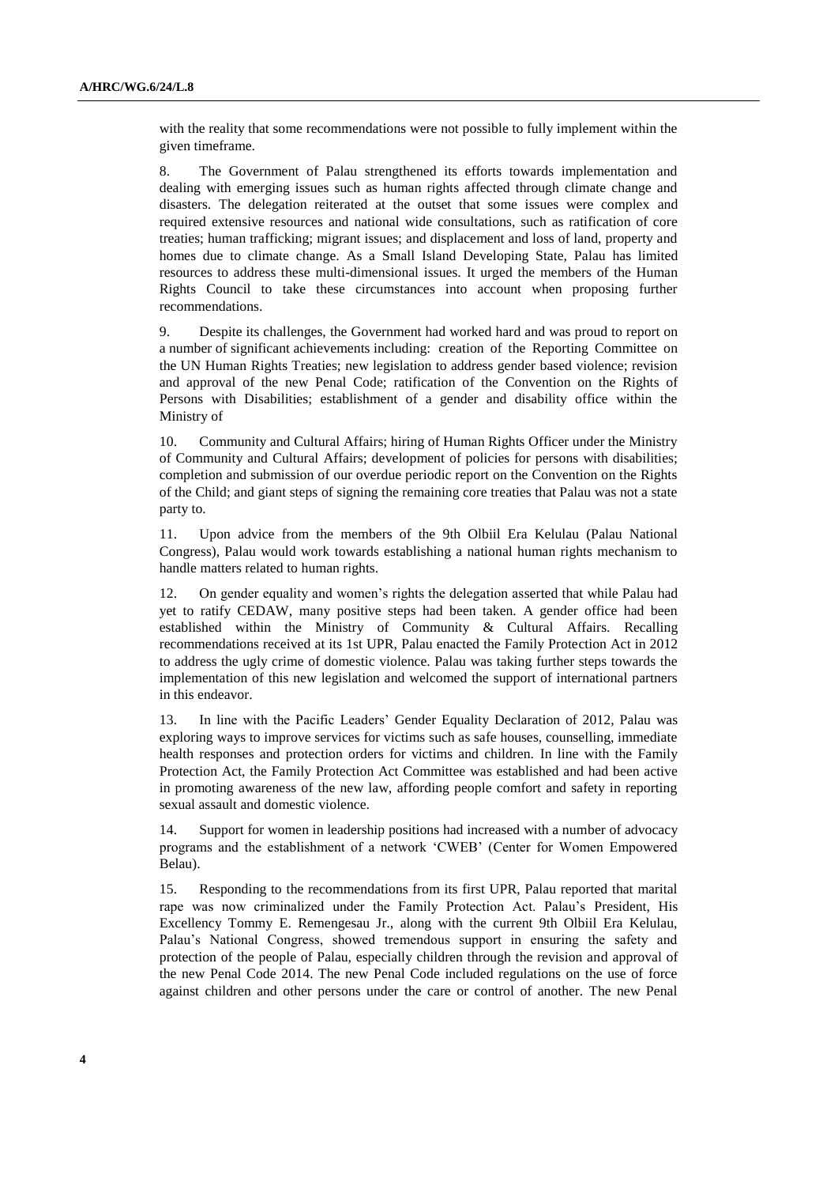with the reality that some recommendations were not possible to fully implement within the given timeframe.

8. The Government of Palau strengthened its efforts towards implementation and dealing with emerging issues such as human rights affected through climate change and disasters. The delegation reiterated at the outset that some issues were complex and required extensive resources and national wide consultations, such as ratification of core treaties; human trafficking; migrant issues; and displacement and loss of land, property and homes due to climate change. As a Small Island Developing State, Palau has limited resources to address these multi-dimensional issues. It urged the members of the Human Rights Council to take these circumstances into account when proposing further recommendations.

9. Despite its challenges, the Government had worked hard and was proud to report on a number of significant achievements including: creation of the Reporting Committee on the UN Human Rights Treaties; new legislation to address gender based violence; revision and approval of the new Penal Code; ratification of the Convention on the Rights of Persons with Disabilities; establishment of a gender and disability office within the Ministry of

10. Community and Cultural Affairs; hiring of Human Rights Officer under the Ministry of Community and Cultural Affairs; development of policies for persons with disabilities; completion and submission of our overdue periodic report on the Convention on the Rights of the Child; and giant steps of signing the remaining core treaties that Palau was not a state party to.

11. Upon advice from the members of the 9th Olbiil Era Kelulau (Palau National Congress), Palau would work towards establishing a national human rights mechanism to handle matters related to human rights.

12. On gender equality and women's rights the delegation asserted that while Palau had yet to ratify CEDAW, many positive steps had been taken. A gender office had been established within the Ministry of Community & Cultural Affairs. Recalling recommendations received at its 1st UPR, Palau enacted the Family Protection Act in 2012 to address the ugly crime of domestic violence. Palau was taking further steps towards the implementation of this new legislation and welcomed the support of international partners in this endeavor.

13. In line with the Pacific Leaders' Gender Equality Declaration of 2012, Palau was exploring ways to improve services for victims such as safe houses, counselling, immediate health responses and protection orders for victims and children. In line with the Family Protection Act, the Family Protection Act Committee was established and had been active in promoting awareness of the new law, affording people comfort and safety in reporting sexual assault and domestic violence.

14. Support for women in leadership positions had increased with a number of advocacy programs and the establishment of a network 'CWEB' (Center for Women Empowered Belau).

15. Responding to the recommendations from its first UPR, Palau reported that marital rape was now criminalized under the Family Protection Act. Palau's President, His Excellency Tommy E. Remengesau Jr., along with the current 9th Olbiil Era Kelulau, Palau's National Congress, showed tremendous support in ensuring the safety and protection of the people of Palau, especially children through the revision and approval of the new Penal Code 2014. The new Penal Code included regulations on the use of force against children and other persons under the care or control of another. The new Penal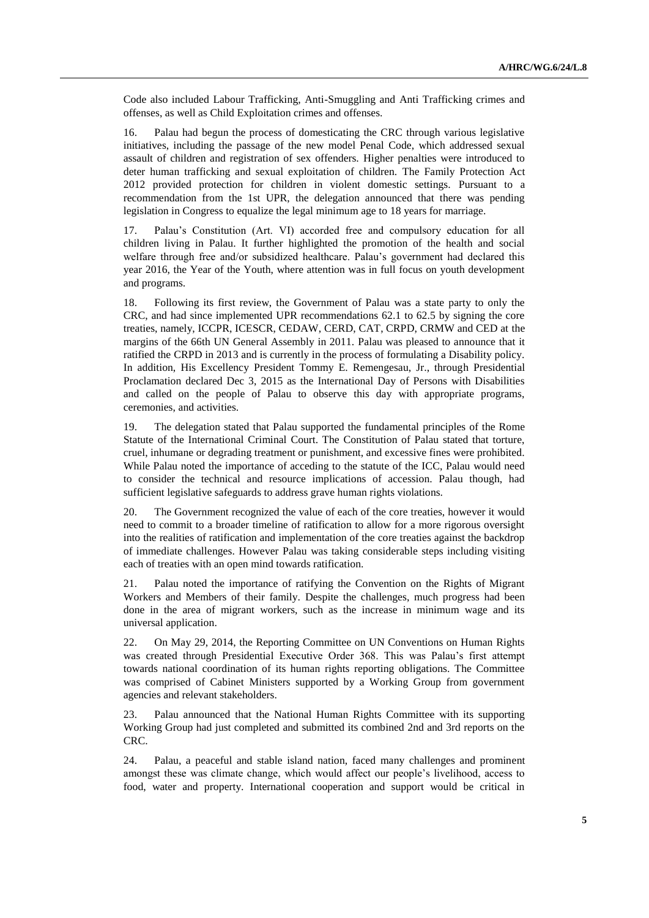Code also included Labour Trafficking, Anti-Smuggling and Anti Trafficking crimes and offenses, as well as Child Exploitation crimes and offenses.

16. Palau had begun the process of domesticating the CRC through various legislative initiatives, including the passage of the new model Penal Code, which addressed sexual assault of children and registration of sex offenders. Higher penalties were introduced to deter human trafficking and sexual exploitation of children. The Family Protection Act 2012 provided protection for children in violent domestic settings. Pursuant to a recommendation from the 1st UPR, the delegation announced that there was pending legislation in Congress to equalize the legal minimum age to 18 years for marriage.

17. Palau's Constitution (Art. VI) accorded free and compulsory education for all children living in Palau. It further highlighted the promotion of the health and social welfare through free and/or subsidized healthcare. Palau's government had declared this year 2016, the Year of the Youth, where attention was in full focus on youth development and programs.

18. Following its first review, the Government of Palau was a state party to only the CRC, and had since implemented UPR recommendations 62.1 to 62.5 by signing the core treaties, namely, ICCPR, ICESCR, CEDAW, CERD, CAT, CRPD, CRMW and CED at the margins of the 66th UN General Assembly in 2011. Palau was pleased to announce that it ratified the CRPD in 2013 and is currently in the process of formulating a Disability policy. In addition, His Excellency President Tommy E. Remengesau, Jr., through Presidential Proclamation declared Dec 3, 2015 as the International Day of Persons with Disabilities and called on the people of Palau to observe this day with appropriate programs, ceremonies, and activities.

19. The delegation stated that Palau supported the fundamental principles of the Rome Statute of the International Criminal Court. The Constitution of Palau stated that torture, cruel, inhumane or degrading treatment or punishment, and excessive fines were prohibited. While Palau noted the importance of acceding to the statute of the ICC, Palau would need to consider the technical and resource implications of accession. Palau though, had sufficient legislative safeguards to address grave human rights violations.

20. The Government recognized the value of each of the core treaties, however it would need to commit to a broader timeline of ratification to allow for a more rigorous oversight into the realities of ratification and implementation of the core treaties against the backdrop of immediate challenges. However Palau was taking considerable steps including visiting each of treaties with an open mind towards ratification.

21. Palau noted the importance of ratifying the Convention on the Rights of Migrant Workers and Members of their family. Despite the challenges, much progress had been done in the area of migrant workers, such as the increase in minimum wage and its universal application.

22. On May 29, 2014, the Reporting Committee on UN Conventions on Human Rights was created through Presidential Executive Order 368. This was Palau's first attempt towards national coordination of its human rights reporting obligations. The Committee was comprised of Cabinet Ministers supported by a Working Group from government agencies and relevant stakeholders.

23. Palau announced that the National Human Rights Committee with its supporting Working Group had just completed and submitted its combined 2nd and 3rd reports on the CRC.

24. Palau, a peaceful and stable island nation, faced many challenges and prominent amongst these was climate change, which would affect our people's livelihood, access to food, water and property. International cooperation and support would be critical in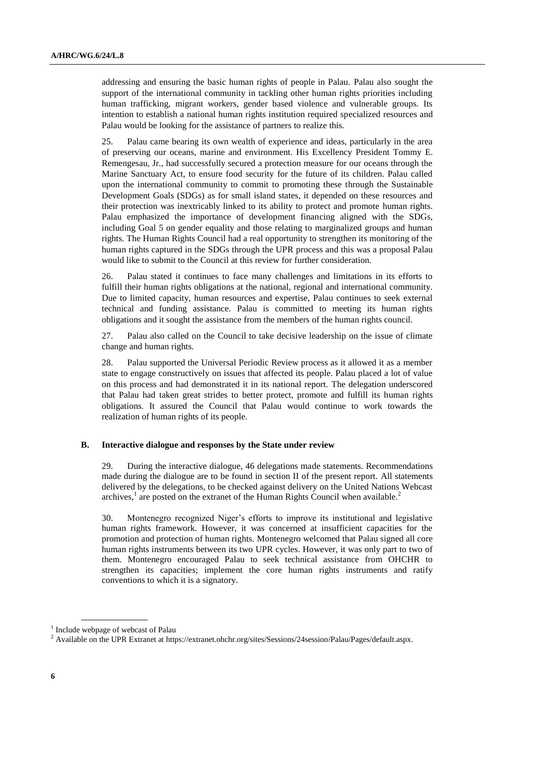addressing and ensuring the basic human rights of people in Palau. Palau also sought the support of the international community in tackling other human rights priorities including human trafficking, migrant workers, gender based violence and vulnerable groups. Its intention to establish a national human rights institution required specialized resources and Palau would be looking for the assistance of partners to realize this.

25. Palau came bearing its own wealth of experience and ideas, particularly in the area of preserving our oceans, marine and environment. His Excellency President Tommy E. Remengesau, Jr., had successfully secured a protection measure for our oceans through the Marine Sanctuary Act, to ensure food security for the future of its children. Palau called upon the international community to commit to promoting these through the Sustainable Development Goals (SDGs) as for small island states, it depended on these resources and their protection was inextricably linked to its ability to protect and promote human rights. Palau emphasized the importance of development financing aligned with the SDGs, including Goal 5 on gender equality and those relating to marginalized groups and human rights. The Human Rights Council had a real opportunity to strengthen its monitoring of the human rights captured in the SDGs through the UPR process and this was a proposal Palau would like to submit to the Council at this review for further consideration.

26. Palau stated it continues to face many challenges and limitations in its efforts to fulfill their human rights obligations at the national, regional and international community. Due to limited capacity, human resources and expertise, Palau continues to seek external technical and funding assistance. Palau is committed to meeting its human rights obligations and it sought the assistance from the members of the human rights council.

27. Palau also called on the Council to take decisive leadership on the issue of climate change and human rights.

28. Palau supported the Universal Periodic Review process as it allowed it as a member state to engage constructively on issues that affected its people. Palau placed a lot of value on this process and had demonstrated it in its national report. The delegation underscored that Palau had taken great strides to better protect, promote and fulfill its human rights obligations. It assured the Council that Palau would continue to work towards the realization of human rights of its people.

### B. Interactive dialogue and responses by the State under review

29. During the interactive dialogue, 46 delegations made statements. Recommendations made during the dialogue are to be found in section II of the present report. All statements delivered by the delegations, to be checked against delivery on the United Nations Webcast archives,[1] are posted on the extranet of the Human Rights Council when available.[2]

30. Montenegro recognized Niger's efforts to improve its institutional and legislative human rights framework. However, it was concerned at insufficient capacities for the promotion and protection of human rights. Montenegro welcomed that Palau signed all core human rights instruments between its two UPR cycles. However, it was only part to two of them. Montenegro encouraged Palau to seek technical assistance from OHCHR to strengthen its capacities; implement the core human rights instruments and ratify conventions to which it is a signatory.

---

[1] Include webpage of webcast of Palau

[2] Available on the UPR Extranet at https://extranet.ohchr.org/sites/Sessions/24session/Palau/Pages/default.aspx.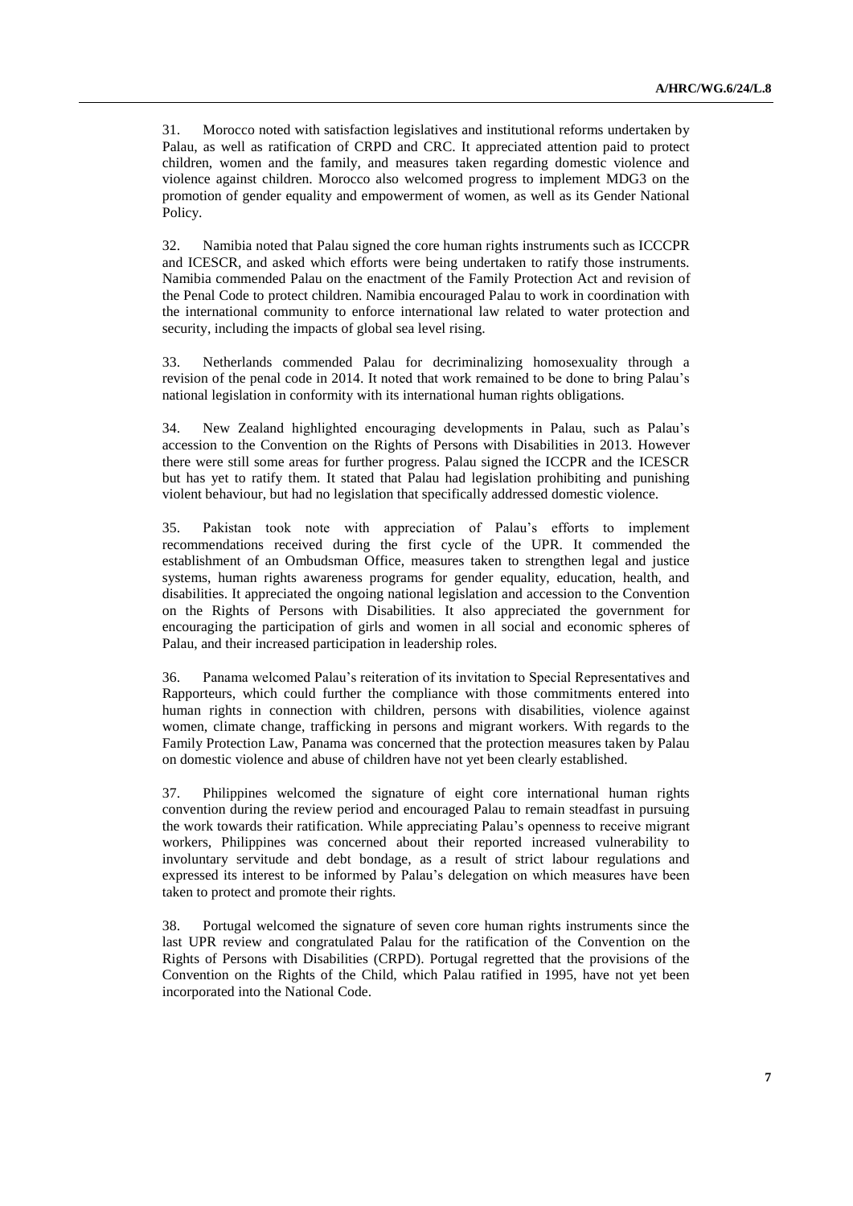31. Morocco noted with satisfaction legislatives and institutional reforms undertaken by Palau, as well as ratification of CRPD and CRC. It appreciated attention paid to protect children, women and the family, and measures taken regarding domestic violence and violence against children. Morocco also welcomed progress to implement MDG3 on the promotion of gender equality and empowerment of women, as well as its Gender National Policy.

32. Namibia noted that Palau signed the core human rights instruments such as ICCCPR and ICESCR, and asked which efforts were being undertaken to ratify those instruments. Namibia commended Palau on the enactment of the Family Protection Act and revision of the Penal Code to protect children. Namibia encouraged Palau to work in coordination with the international community to enforce international law related to water protection and security, including the impacts of global sea level rising.

33. Netherlands commended Palau for decriminalizing homosexuality through a revision of the penal code in 2014. It noted that work remained to be done to bring Palau's national legislation in conformity with its international human rights obligations.

34. New Zealand highlighted encouraging developments in Palau, such as Palau's accession to the Convention on the Rights of Persons with Disabilities in 2013. However there were still some areas for further progress. Palau signed the ICCPR and the ICESCR but has yet to ratify them. It stated that Palau had legislation prohibiting and punishing violent behaviour, but had no legislation that specifically addressed domestic violence.

35. Pakistan took note with appreciation of Palau's efforts to implement recommendations received during the first cycle of the UPR. It commended the establishment of an Ombudsman Office, measures taken to strengthen legal and justice systems, human rights awareness programs for gender equality, education, health, and disabilities. It appreciated the ongoing national legislation and accession to the Convention on the Rights of Persons with Disabilities. It also appreciated the government for encouraging the participation of girls and women in all social and economic spheres of Palau, and their increased participation in leadership roles.

36. Panama welcomed Palau's reiteration of its invitation to Special Representatives and Rapporteurs, which could further the compliance with those commitments entered into human rights in connection with children, persons with disabilities, violence against women, climate change, trafficking in persons and migrant workers. With regards to the Family Protection Law, Panama was concerned that the protection measures taken by Palau on domestic violence and abuse of children have not yet been clearly established.

37. Philippines welcomed the signature of eight core international human rights convention during the review period and encouraged Palau to remain steadfast in pursuing the work towards their ratification. While appreciating Palau's openness to receive migrant workers, Philippines was concerned about their reported increased vulnerability to involuntary servitude and debt bondage, as a result of strict labour regulations and expressed its interest to be informed by Palau's delegation on which measures have been taken to protect and promote their rights.

38. Portugal welcomed the signature of seven core human rights instruments since the last UPR review and congratulated Palau for the ratification of the Convention on the Rights of Persons with Disabilities (CRPD). Portugal regretted that the provisions of the Convention on the Rights of the Child, which Palau ratified in 1995, have not yet been incorporated into the National Code.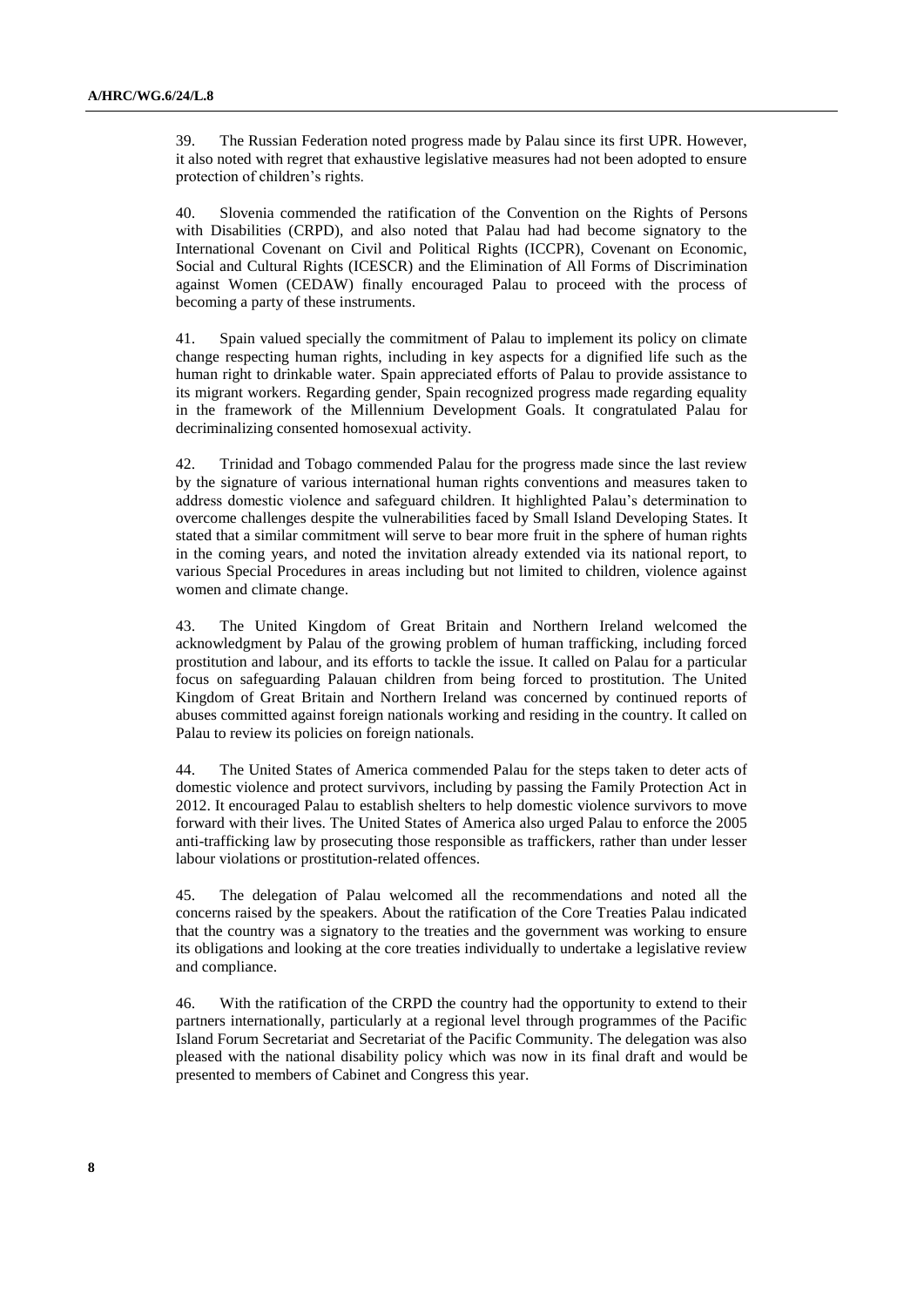39. The Russian Federation noted progress made by Palau since its first UPR. However, it also noted with regret that exhaustive legislative measures had not been adopted to ensure protection of children's rights.

40. Slovenia commended the ratification of the Convention on the Rights of Persons with Disabilities (CRPD), and also noted that Palau had had become signatory to the International Covenant on Civil and Political Rights (ICCPR), Covenant on Economic, Social and Cultural Rights (ICESCR) and the Elimination of All Forms of Discrimination against Women (CEDAW) finally encouraged Palau to proceed with the process of becoming a party of these instruments.

41. Spain valued specially the commitment of Palau to implement its policy on climate change respecting human rights, including in key aspects for a dignified life such as the human right to drinkable water. Spain appreciated efforts of Palau to provide assistance to its migrant workers. Regarding gender, Spain recognized progress made regarding equality in the framework of the Millennium Development Goals. It congratulated Palau for decriminalizing consented homosexual activity.

42. Trinidad and Tobago commended Palau for the progress made since the last review by the signature of various international human rights conventions and measures taken to address domestic violence and safeguard children. It highlighted Palau's determination to overcome challenges despite the vulnerabilities faced by Small Island Developing States. It stated that a similar commitment will serve to bear more fruit in the sphere of human rights in the coming years, and noted the invitation already extended via its national report, to various Special Procedures in areas including but not limited to children, violence against women and climate change.

43. The United Kingdom of Great Britain and Northern Ireland welcomed the acknowledgment by Palau of the growing problem of human trafficking, including forced prostitution and labour, and its efforts to tackle the issue. It called on Palau for a particular focus on safeguarding Palauan children from being forced to prostitution. The United Kingdom of Great Britain and Northern Ireland was concerned by continued reports of abuses committed against foreign nationals working and residing in the country. It called on Palau to review its policies on foreign nationals.

44. The United States of America commended Palau for the steps taken to deter acts of domestic violence and protect survivors, including by passing the Family Protection Act in 2012. It encouraged Palau to establish shelters to help domestic violence survivors to move forward with their lives. The United States of America also urged Palau to enforce the 2005 anti-trafficking law by prosecuting those responsible as traffickers, rather than under lesser labour violations or prostitution-related offences.

45. The delegation of Palau welcomed all the recommendations and noted all the concerns raised by the speakers. About the ratification of the Core Treaties Palau indicated that the country was a signatory to the treaties and the government was working to ensure its obligations and looking at the core treaties individually to undertake a legislative review and compliance.

46. With the ratification of the CRPD the country had the opportunity to extend to their partners internationally, particularly at a regional level through programmes of the Pacific Island Forum Secretariat and Secretariat of the Pacific Community. The delegation was also pleased with the national disability policy which was now in its final draft and would be presented to members of Cabinet and Congress this year.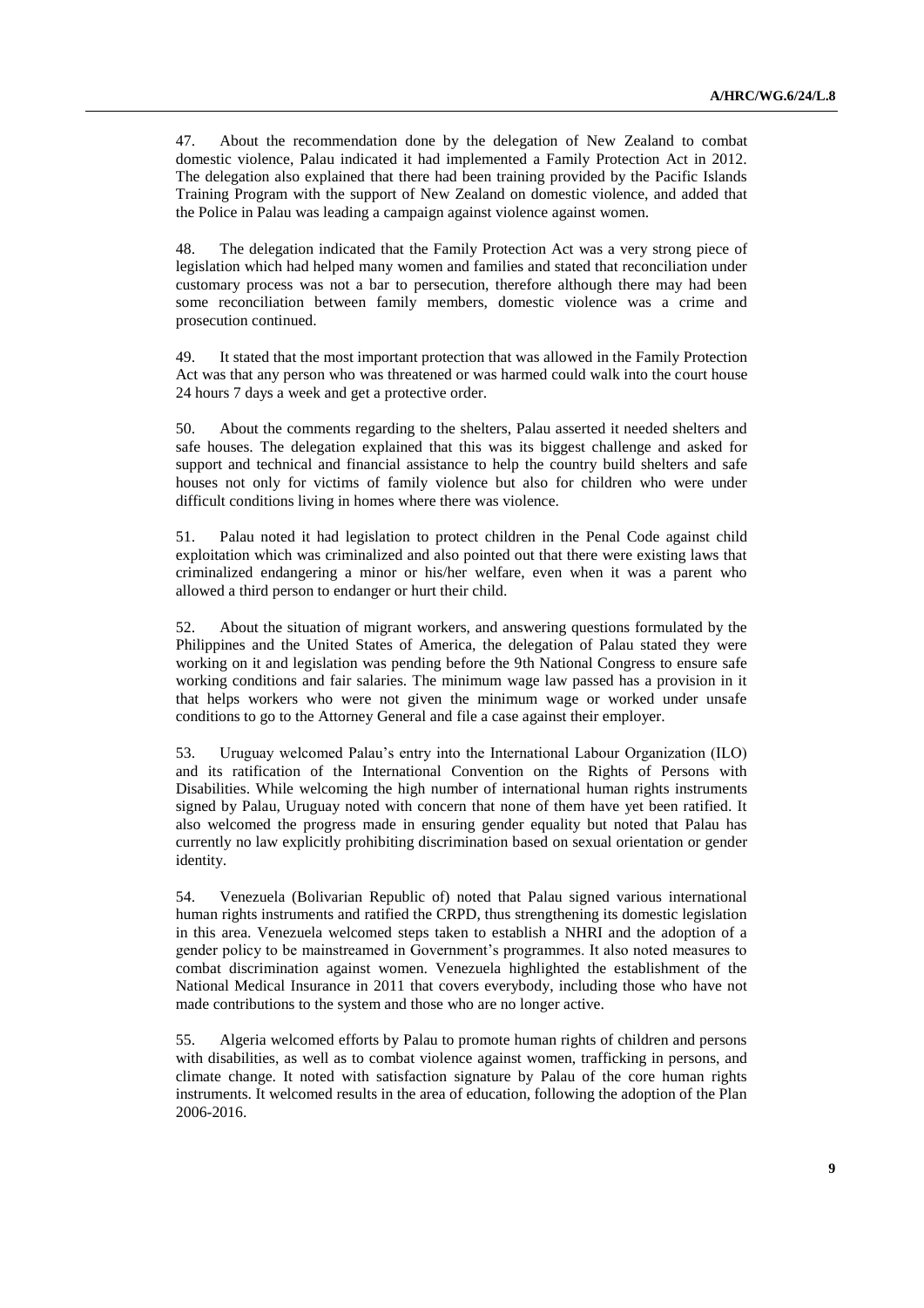47. About the recommendation done by the delegation of New Zealand to combat domestic violence, Palau indicated it had implemented a Family Protection Act in 2012. The delegation also explained that there had been training provided by the Pacific Islands Training Program with the support of New Zealand on domestic violence, and added that the Police in Palau was leading a campaign against violence against women.

48. The delegation indicated that the Family Protection Act was a very strong piece of legislation which had helped many women and families and stated that reconciliation under customary process was not a bar to persecution, therefore although there may had been some reconciliation between family members, domestic violence was a crime and prosecution continued.

49. It stated that the most important protection that was allowed in the Family Protection Act was that any person who was threatened or was harmed could walk into the court house 24 hours 7 days a week and get a protective order.

50. About the comments regarding to the shelters, Palau asserted it needed shelters and safe houses. The delegation explained that this was its biggest challenge and asked for support and technical and financial assistance to help the country build shelters and safe houses not only for victims of family violence but also for children who were under difficult conditions living in homes where there was violence.

51. Palau noted it had legislation to protect children in the Penal Code against child exploitation which was criminalized and also pointed out that there were existing laws that criminalized endangering a minor or his/her welfare, even when it was a parent who allowed a third person to endanger or hurt their child.

52. About the situation of migrant workers, and answering questions formulated by the Philippines and the United States of America, the delegation of Palau stated they were working on it and legislation was pending before the 9th National Congress to ensure safe working conditions and fair salaries. The minimum wage law passed has a provision in it that helps workers who were not given the minimum wage or worked under unsafe conditions to go to the Attorney General and file a case against their employer.

53. Uruguay welcomed Palau's entry into the International Labour Organization (ILO) and its ratification of the International Convention on the Rights of Persons with Disabilities. While welcoming the high number of international human rights instruments signed by Palau, Uruguay noted with concern that none of them have yet been ratified. It also welcomed the progress made in ensuring gender equality but noted that Palau has currently no law explicitly prohibiting discrimination based on sexual orientation or gender identity.

54. Venezuela (Bolivarian Republic of) noted that Palau signed various international human rights instruments and ratified the CRPD, thus strengthening its domestic legislation in this area. Venezuela welcomed steps taken to establish a NHRI and the adoption of a gender policy to be mainstreamed in Government's programmes. It also noted measures to combat discrimination against women. Venezuela highlighted the establishment of the National Medical Insurance in 2011 that covers everybody, including those who have not made contributions to the system and those who are no longer active.

55. Algeria welcomed efforts by Palau to promote human rights of children and persons with disabilities, as well as to combat violence against women, trafficking in persons, and climate change. It noted with satisfaction signature by Palau of the core human rights instruments. It welcomed results in the area of education, following the adoption of the Plan 2006-2016.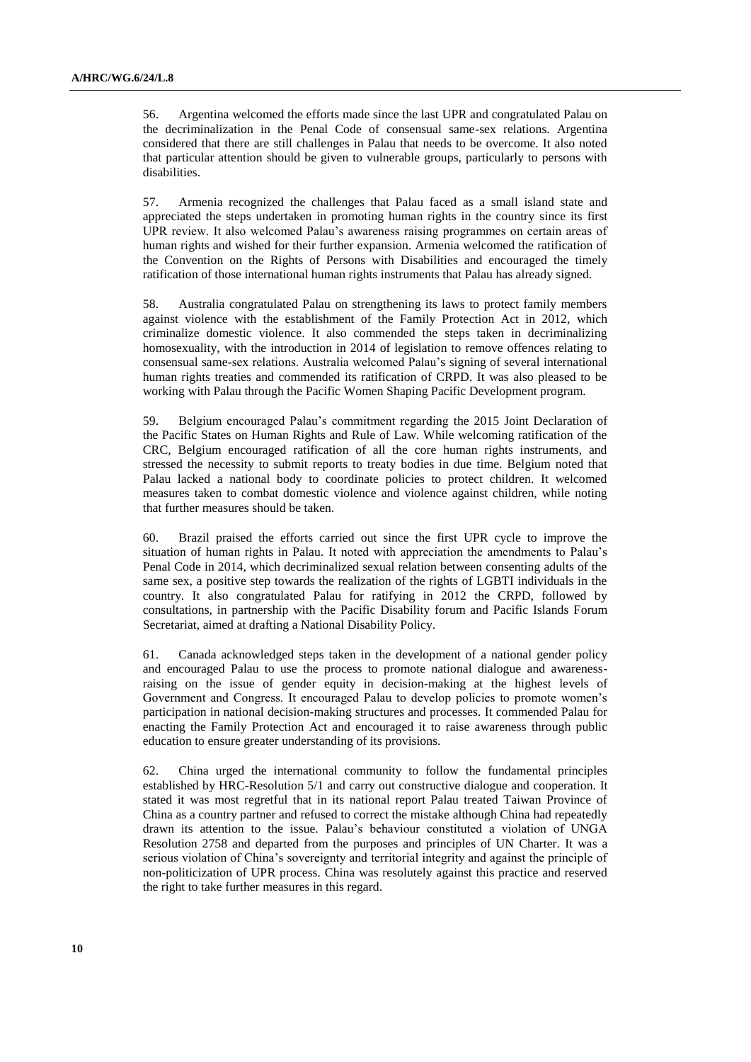56. Argentina welcomed the efforts made since the last UPR and congratulated Palau on the decriminalization in the Penal Code of consensual same-sex relations. Argentina considered that there are still challenges in Palau that needs to be overcome. It also noted that particular attention should be given to vulnerable groups, particularly to persons with disabilities.

57. Armenia recognized the challenges that Palau faced as a small island state and appreciated the steps undertaken in promoting human rights in the country since its first UPR review. It also welcomed Palau's awareness raising programmes on certain areas of human rights and wished for their further expansion. Armenia welcomed the ratification of the Convention on the Rights of Persons with Disabilities and encouraged the timely ratification of those international human rights instruments that Palau has already signed.

58. Australia congratulated Palau on strengthening its laws to protect family members against violence with the establishment of the Family Protection Act in 2012, which criminalize domestic violence. It also commended the steps taken in decriminalizing homosexuality, with the introduction in 2014 of legislation to remove offences relating to consensual same-sex relations. Australia welcomed Palau's signing of several international human rights treaties and commended its ratification of CRPD. It was also pleased to be working with Palau through the Pacific Women Shaping Pacific Development program.

59. Belgium encouraged Palau's commitment regarding the 2015 Joint Declaration of the Pacific States on Human Rights and Rule of Law. While welcoming ratification of the CRC, Belgium encouraged ratification of all the core human rights instruments, and stressed the necessity to submit reports to treaty bodies in due time. Belgium noted that Palau lacked a national body to coordinate policies to protect children. It welcomed measures taken to combat domestic violence and violence against children, while noting that further measures should be taken.

60. Brazil praised the efforts carried out since the first UPR cycle to improve the situation of human rights in Palau. It noted with appreciation the amendments to Palau's Penal Code in 2014, which decriminalized sexual relation between consenting adults of the same sex, a positive step towards the realization of the rights of LGBTI individuals in the country. It also congratulated Palau for ratifying in 2012 the CRPD, followed by consultations, in partnership with the Pacific Disability forum and Pacific Islands Forum Secretariat, aimed at drafting a National Disability Policy.

61. Canada acknowledged steps taken in the development of a national gender policy and encouraged Palau to use the process to promote national dialogue and awareness-raising on the issue of gender equity in decision-making at the highest levels of Government and Congress. It encouraged Palau to develop policies to promote women's participation in national decision-making structures and processes. It commended Palau for enacting the Family Protection Act and encouraged it to raise awareness through public education to ensure greater understanding of its provisions.

62. China urged the international community to follow the fundamental principles established by HRC-Resolution 5/1 and carry out constructive dialogue and cooperation. It stated it was most regretful that in its national report Palau treated Taiwan Province of China as a country partner and refused to correct the mistake although China had repeatedly drawn its attention to the issue. Palau's behaviour constituted a violation of UNGA Resolution 2758 and departed from the purposes and principles of UN Charter. It was a serious violation of China's sovereignty and territorial integrity and against the principle of non-politicization of UPR process. China was resolutely against this practice and reserved the right to take further measures in this regard.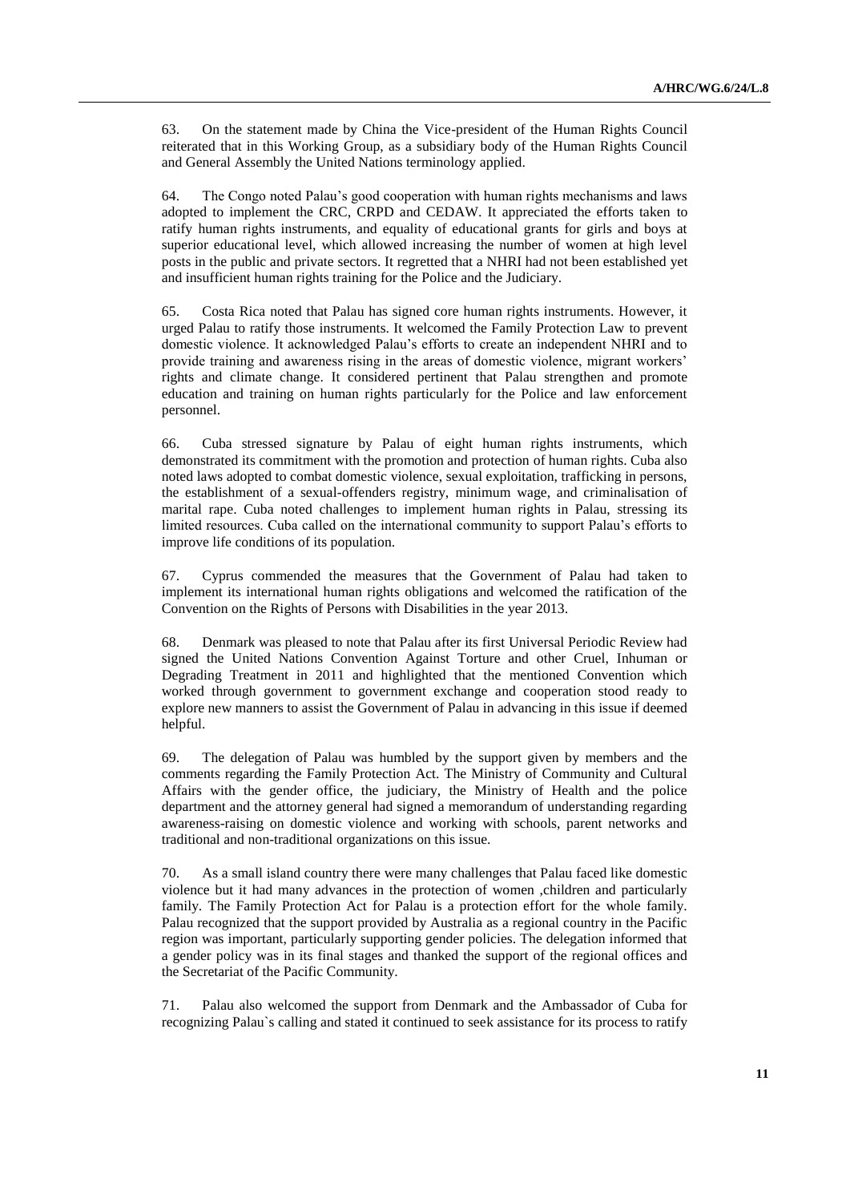63. On the statement made by China the Vice-president of the Human Rights Council reiterated that in this Working Group, as a subsidiary body of the Human Rights Council and General Assembly the United Nations terminology applied.

64. The Congo noted Palau's good cooperation with human rights mechanisms and laws adopted to implement the CRC, CRPD and CEDAW. It appreciated the efforts taken to ratify human rights instruments, and equality of educational grants for girls and boys at superior educational level, which allowed increasing the number of women at high level posts in the public and private sectors. It regretted that a NHRI had not been established yet and insufficient human rights training for the Police and the Judiciary.

65. Costa Rica noted that Palau has signed core human rights instruments. However, it urged Palau to ratify those instruments. It welcomed the Family Protection Law to prevent domestic violence. It acknowledged Palau's efforts to create an independent NHRI and to provide training and awareness rising in the areas of domestic violence, migrant workers' rights and climate change. It considered pertinent that Palau strengthen and promote education and training on human rights particularly for the Police and law enforcement personnel.

66. Cuba stressed signature by Palau of eight human rights instruments, which demonstrated its commitment with the promotion and protection of human rights. Cuba also noted laws adopted to combat domestic violence, sexual exploitation, trafficking in persons, the establishment of a sexual-offenders registry, minimum wage, and criminalisation of marital rape. Cuba noted challenges to implement human rights in Palau, stressing its limited resources. Cuba called on the international community to support Palau's efforts to improve life conditions of its population.

67. Cyprus commended the measures that the Government of Palau had taken to implement its international human rights obligations and welcomed the ratification of the Convention on the Rights of Persons with Disabilities in the year 2013.

68. Denmark was pleased to note that Palau after its first Universal Periodic Review had signed the United Nations Convention Against Torture and other Cruel, Inhuman or Degrading Treatment in 2011 and highlighted that the mentioned Convention which worked through government to government exchange and cooperation stood ready to explore new manners to assist the Government of Palau in advancing in this issue if deemed helpful.

69. The delegation of Palau was humbled by the support given by members and the comments regarding the Family Protection Act. The Ministry of Community and Cultural Affairs with the gender office, the judiciary, the Ministry of Health and the police department and the attorney general had signed a memorandum of understanding regarding awareness-raising on domestic violence and working with schools, parent networks and traditional and non-traditional organizations on this issue.

70. As a small island country there were many challenges that Palau faced like domestic violence but it had many advances in the protection of women ,children and particularly family. The Family Protection Act for Palau is a protection effort for the whole family. Palau recognized that the support provided by Australia as a regional country in the Pacific region was important, particularly supporting gender policies. The delegation informed that a gender policy was in its final stages and thanked the support of the regional offices and the Secretariat of the Pacific Community.

71. Palau also welcomed the support from Denmark and the Ambassador of Cuba for recognizing Palau`s calling and stated it continued to seek assistance for its process to ratify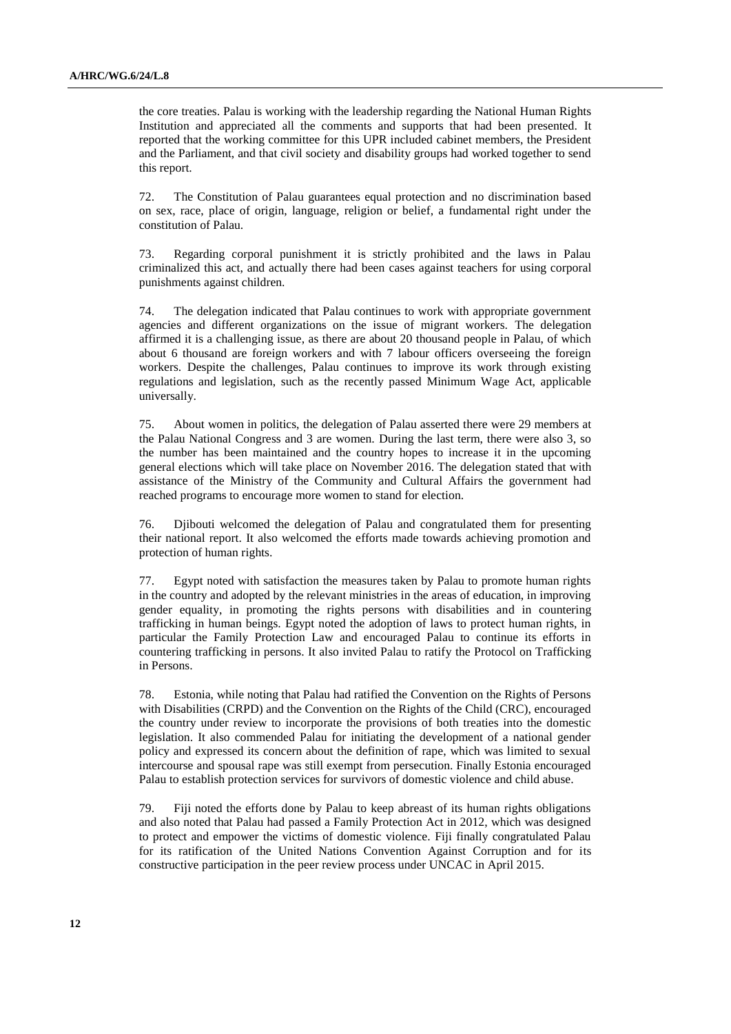the core treaties. Palau is working with the leadership regarding the National Human Rights Institution and appreciated all the comments and supports that had been presented. It reported that the working committee for this UPR included cabinet members, the President and the Parliament, and that civil society and disability groups had worked together to send this report.

72. The Constitution of Palau guarantees equal protection and no discrimination based on sex, race, place of origin, language, religion or belief, a fundamental right under the constitution of Palau.

73. Regarding corporal punishment it is strictly prohibited and the laws in Palau criminalized this act, and actually there had been cases against teachers for using corporal punishments against children.

74. The delegation indicated that Palau continues to work with appropriate government agencies and different organizations on the issue of migrant workers. The delegation affirmed it is a challenging issue, as there are about 20 thousand people in Palau, of which about 6 thousand are foreign workers and with 7 labour officers overseeing the foreign workers. Despite the challenges, Palau continues to improve its work through existing regulations and legislation, such as the recently passed Minimum Wage Act, applicable universally.

75. About women in politics, the delegation of Palau asserted there were 29 members at the Palau National Congress and 3 are women. During the last term, there were also 3, so the number has been maintained and the country hopes to increase it in the upcoming general elections which will take place on November 2016. The delegation stated that with assistance of the Ministry of the Community and Cultural Affairs the government had reached programs to encourage more women to stand for election.

76. Djibouti welcomed the delegation of Palau and congratulated them for presenting their national report. It also welcomed the efforts made towards achieving promotion and protection of human rights.

77. Egypt noted with satisfaction the measures taken by Palau to promote human rights in the country and adopted by the relevant ministries in the areas of education, in improving gender equality, in promoting the rights persons with disabilities and in countering trafficking in human beings. Egypt noted the adoption of laws to protect human rights, in particular the Family Protection Law and encouraged Palau to continue its efforts in countering trafficking in persons. It also invited Palau to ratify the Protocol on Trafficking in Persons.

78. Estonia, while noting that Palau had ratified the Convention on the Rights of Persons with Disabilities (CRPD) and the Convention on the Rights of the Child (CRC), encouraged the country under review to incorporate the provisions of both treaties into the domestic legislation. It also commended Palau for initiating the development of a national gender policy and expressed its concern about the definition of rape, which was limited to sexual intercourse and spousal rape was still exempt from persecution. Finally Estonia encouraged Palau to establish protection services for survivors of domestic violence and child abuse.

79. Fiji noted the efforts done by Palau to keep abreast of its human rights obligations and also noted that Palau had passed a Family Protection Act in 2012, which was designed to protect and empower the victims of domestic violence. Fiji finally congratulated Palau for its ratification of the United Nations Convention Against Corruption and for its constructive participation in the peer review process under UNCAC in April 2015.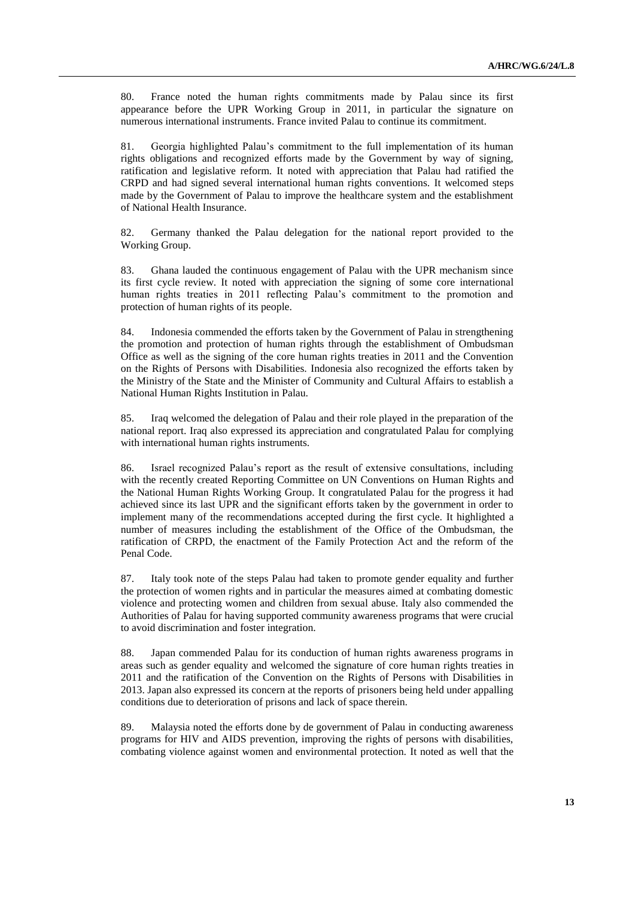80. France noted the human rights commitments made by Palau since its first appearance before the UPR Working Group in 2011, in particular the signature on numerous international instruments. France invited Palau to continue its commitment.

81. Georgia highlighted Palau's commitment to the full implementation of its human rights obligations and recognized efforts made by the Government by way of signing, ratification and legislative reform. It noted with appreciation that Palau had ratified the CRPD and had signed several international human rights conventions. It welcomed steps made by the Government of Palau to improve the healthcare system and the establishment of National Health Insurance.

82. Germany thanked the Palau delegation for the national report provided to the Working Group.

83. Ghana lauded the continuous engagement of Palau with the UPR mechanism since its first cycle review. It noted with appreciation the signing of some core international human rights treaties in 2011 reflecting Palau's commitment to the promotion and protection of human rights of its people.

84. Indonesia commended the efforts taken by the Government of Palau in strengthening the promotion and protection of human rights through the establishment of Ombudsman Office as well as the signing of the core human rights treaties in 2011 and the Convention on the Rights of Persons with Disabilities. Indonesia also recognized the efforts taken by the Ministry of the State and the Minister of Community and Cultural Affairs to establish a National Human Rights Institution in Palau.

85. Iraq welcomed the delegation of Palau and their role played in the preparation of the national report. Iraq also expressed its appreciation and congratulated Palau for complying with international human rights instruments.

86. Israel recognized Palau's report as the result of extensive consultations, including with the recently created Reporting Committee on UN Conventions on Human Rights and the National Human Rights Working Group. It congratulated Palau for the progress it had achieved since its last UPR and the significant efforts taken by the government in order to implement many of the recommendations accepted during the first cycle. It highlighted a number of measures including the establishment of the Office of the Ombudsman, the ratification of CRPD, the enactment of the Family Protection Act and the reform of the Penal Code.

87. Italy took note of the steps Palau had taken to promote gender equality and further the protection of women rights and in particular the measures aimed at combating domestic violence and protecting women and children from sexual abuse. Italy also commended the Authorities of Palau for having supported community awareness programs that were crucial to avoid discrimination and foster integration.

88. Japan commended Palau for its conduction of human rights awareness programs in areas such as gender equality and welcomed the signature of core human rights treaties in 2011 and the ratification of the Convention on the Rights of Persons with Disabilities in 2013. Japan also expressed its concern at the reports of prisoners being held under appalling conditions due to deterioration of prisons and lack of space therein.

89. Malaysia noted the efforts done by de government of Palau in conducting awareness programs for HIV and AIDS prevention, improving the rights of persons with disabilities, combating violence against women and environmental protection. It noted as well that the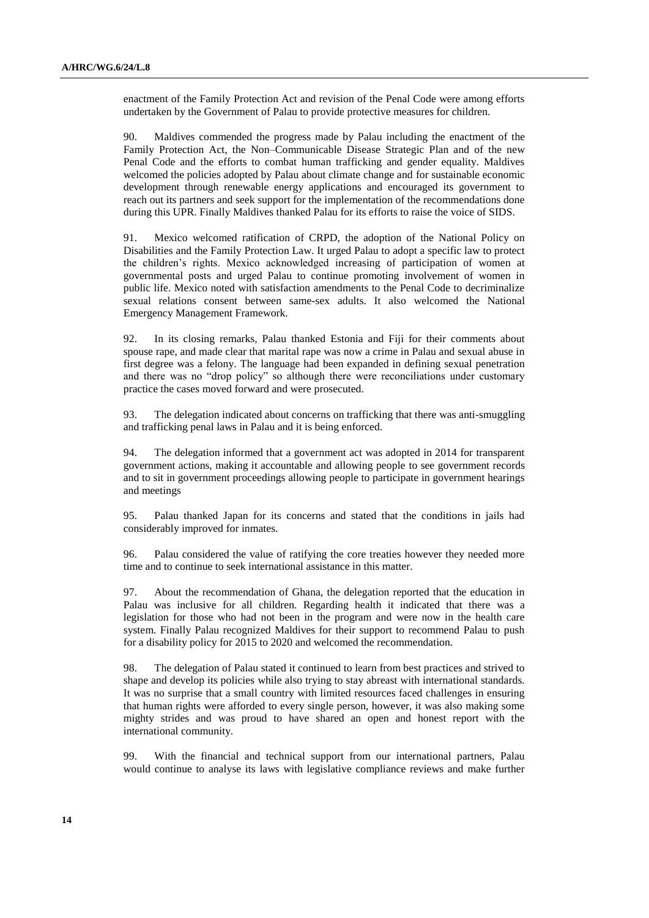enactment of the Family Protection Act and revision of the Penal Code were among efforts undertaken by the Government of Palau to provide protective measures for children.

90. Maldives commended the progress made by Palau including the enactment of the Family Protection Act, the Non–Communicable Disease Strategic Plan and of the new Penal Code and the efforts to combat human trafficking and gender equality. Maldives welcomed the policies adopted by Palau about climate change and for sustainable economic development through renewable energy applications and encouraged its government to reach out its partners and seek support for the implementation of the recommendations done during this UPR. Finally Maldives thanked Palau for its efforts to raise the voice of SIDS.

91. Mexico welcomed ratification of CRPD, the adoption of the National Policy on Disabilities and the Family Protection Law. It urged Palau to adopt a specific law to protect the children's rights. Mexico acknowledged increasing of participation of women at governmental posts and urged Palau to continue promoting involvement of women in public life. Mexico noted with satisfaction amendments to the Penal Code to decriminalize sexual relations consent between same-sex adults. It also welcomed the National Emergency Management Framework.

92. In its closing remarks, Palau thanked Estonia and Fiji for their comments about spouse rape, and made clear that marital rape was now a crime in Palau and sexual abuse in first degree was a felony. The language had been expanded in defining sexual penetration and there was no "drop policy" so although there were reconciliations under customary practice the cases moved forward and were prosecuted.

93. The delegation indicated about concerns on trafficking that there was anti-smuggling and trafficking penal laws in Palau and it is being enforced.

94. The delegation informed that a government act was adopted in 2014 for transparent government actions, making it accountable and allowing people to see government records and to sit in government proceedings allowing people to participate in government hearings and meetings

95. Palau thanked Japan for its concerns and stated that the conditions in jails had considerably improved for inmates.

96. Palau considered the value of ratifying the core treaties however they needed more time and to continue to seek international assistance in this matter.

97. About the recommendation of Ghana, the delegation reported that the education in Palau was inclusive for all children. Regarding health it indicated that there was a legislation for those who had not been in the program and were now in the health care system. Finally Palau recognized Maldives for their support to recommend Palau to push for a disability policy for 2015 to 2020 and welcomed the recommendation.

98. The delegation of Palau stated it continued to learn from best practices and strived to shape and develop its policies while also trying to stay abreast with international standards. It was no surprise that a small country with limited resources faced challenges in ensuring that human rights were afforded to every single person, however, it was also making some mighty strides and was proud to have shared an open and honest report with the international community.

99. With the financial and technical support from our international partners, Palau would continue to analyse its laws with legislative compliance reviews and make further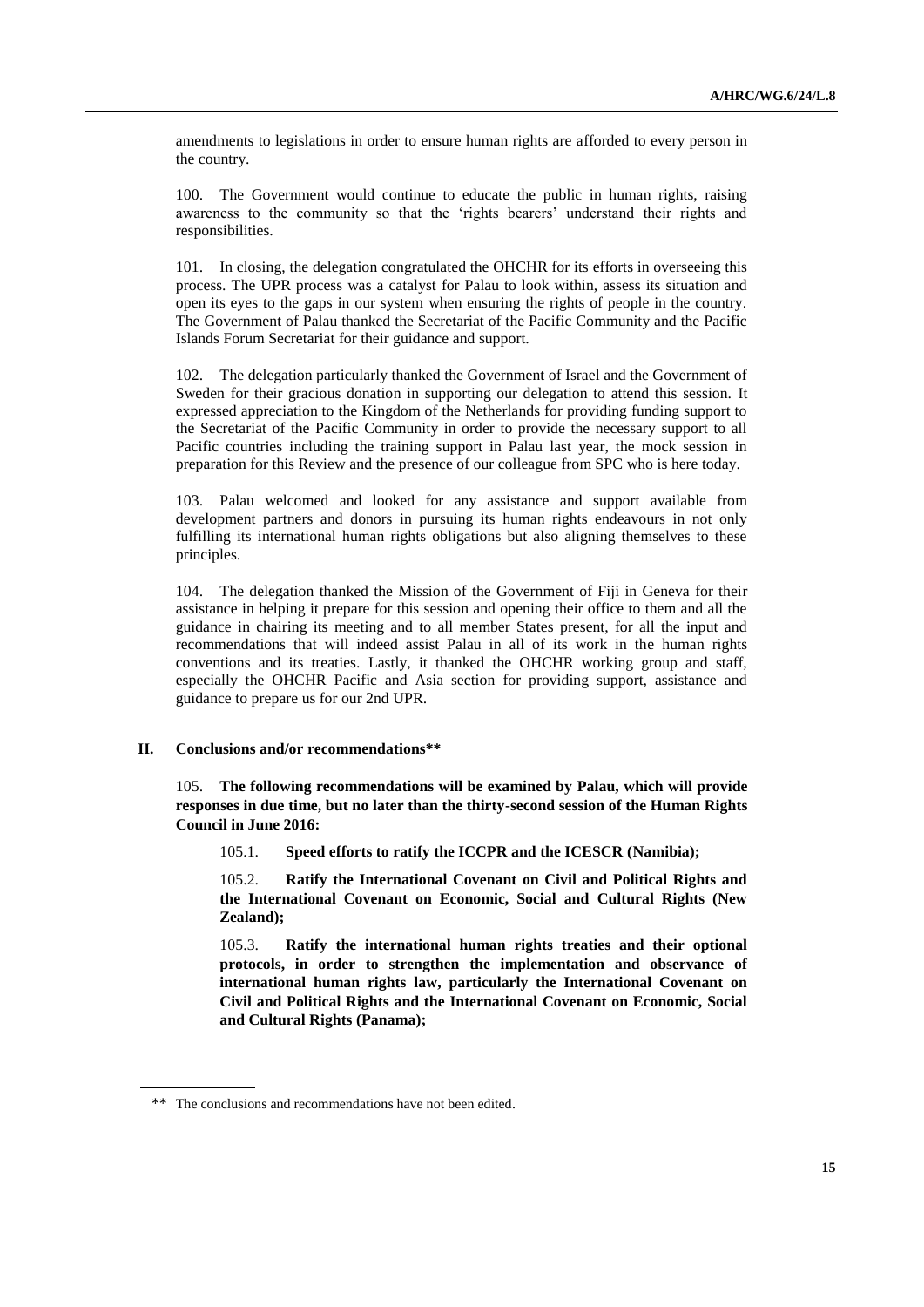amendments to legislations in order to ensure human rights are afforded to every person in the country.

100. The Government would continue to educate the public in human rights, raising awareness to the community so that the 'rights bearers' understand their rights and responsibilities.

101. In closing, the delegation congratulated the OHCHR for its efforts in overseeing this process. The UPR process was a catalyst for Palau to look within, assess its situation and open its eyes to the gaps in our system when ensuring the rights of people in the country. The Government of Palau thanked the Secretariat of the Pacific Community and the Pacific Islands Forum Secretariat for their guidance and support.

102. The delegation particularly thanked the Government of Israel and the Government of Sweden for their gracious donation in supporting our delegation to attend this session. It expressed appreciation to the Kingdom of the Netherlands for providing funding support to the Secretariat of the Pacific Community in order to provide the necessary support to all Pacific countries including the training support in Palau last year, the mock session in preparation for this Review and the presence of our colleague from SPC who is here today.

103. Palau welcomed and looked for any assistance and support available from development partners and donors in pursuing its human rights endeavours in not only fulfilling its international human rights obligations but also aligning themselves to these principles.

104. The delegation thanked the Mission of the Government of Fiji in Geneva for their assistance in helping it prepare for this session and opening their office to them and all the guidance in chairing its meeting and to all member States present, for all the input and recommendations that will indeed assist Palau in all of its work in the human rights conventions and its treaties. Lastly, it thanked the OHCHR working group and staff, especially the OHCHR Pacific and Asia section for providing support, assistance and guidance to prepare us for our 2nd UPR.

## II. Conclusions and/or recommendations**

105. **The following recommendations will be examined by Palau, which will provide responses in due time, but no later than the thirty-second session of the Human Rights Council in June 2016:**

105.1. **Speed efforts to ratify the ICCPR and the ICESCR (Namibia);**

105.2. **Ratify the International Covenant on Civil and Political Rights and the International Covenant on Economic, Social and Cultural Rights (New Zealand);**

105.3. **Ratify the international human rights treaties and their optional protocols, in order to strengthen the implementation and observance of international human rights law, particularly the International Covenant on Civil and Political Rights and the International Covenant on Economic, Social and Cultural Rights (Panama);**

---

** The conclusions and recommendations have not been edited.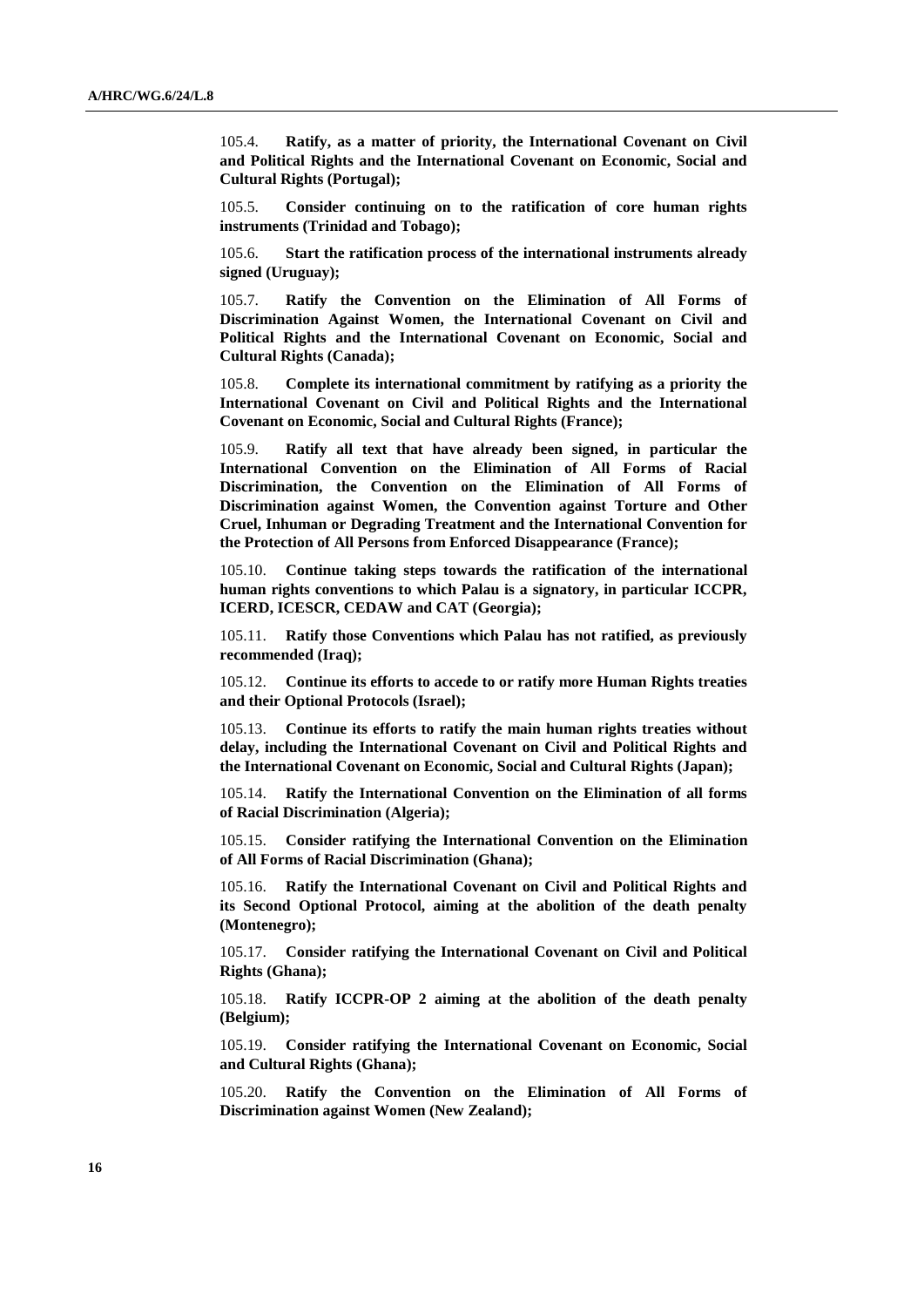105.4. **Ratify, as a matter of priority, the International Covenant on Civil and Political Rights and the International Covenant on Economic, Social and Cultural Rights (Portugal);**

105.5. **Consider continuing on to the ratification of core human rights instruments (Trinidad and Tobago);**

105.6. **Start the ratification process of the international instruments already signed (Uruguay);**

105.7. **Ratify the Convention on the Elimination of All Forms of Discrimination Against Women, the International Covenant on Civil and Political Rights and the International Covenant on Economic, Social and Cultural Rights (Canada);**

105.8. **Complete its international commitment by ratifying as a priority the International Covenant on Civil and Political Rights and the International Covenant on Economic, Social and Cultural Rights (France);**

105.9. **Ratify all text that have already been signed, in particular the International Convention on the Elimination of All Forms of Racial Discrimination, the Convention on the Elimination of All Forms of Discrimination against Women, the Convention against Torture and Other Cruel, Inhuman or Degrading Treatment and the International Convention for the Protection of All Persons from Enforced Disappearance (France);**

105.10. **Continue taking steps towards the ratification of the international human rights conventions to which Palau is a signatory, in particular ICCPR, ICERD, ICESCR, CEDAW and CAT (Georgia);**

105.11. **Ratify those Conventions which Palau has not ratified, as previously recommended (Iraq);**

105.12. **Continue its efforts to accede to or ratify more Human Rights treaties and their Optional Protocols (Israel);**

105.13. **Continue its efforts to ratify the main human rights treaties without delay, including the International Covenant on Civil and Political Rights and the International Covenant on Economic, Social and Cultural Rights (Japan);**

105.14. **Ratify the International Convention on the Elimination of all forms of Racial Discrimination (Algeria);**

105.15. **Consider ratifying the International Convention on the Elimination of All Forms of Racial Discrimination (Ghana);**

105.16. **Ratify the International Covenant on Civil and Political Rights and its Second Optional Protocol, aiming at the abolition of the death penalty (Montenegro);**

105.17. **Consider ratifying the International Covenant on Civil and Political Rights (Ghana);**

105.18. **Ratify ICCPR-OP 2 aiming at the abolition of the death penalty (Belgium);**

105.19. **Consider ratifying the International Covenant on Economic, Social and Cultural Rights (Ghana);**

105.20. **Ratify the Convention on the Elimination of All Forms of Discrimination against Women (New Zealand);**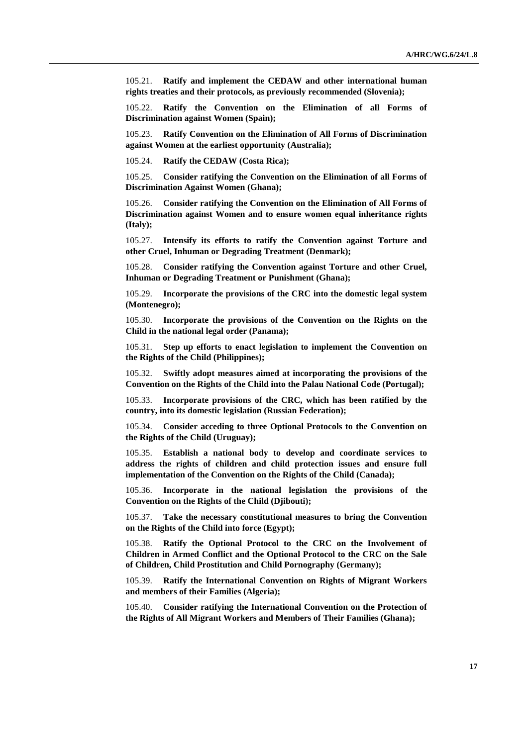105.21. **Ratify and implement the CEDAW and other international human rights treaties and their protocols, as previously recommended (Slovenia);**

105.22. **Ratify the Convention on the Elimination of all Forms of Discrimination against Women (Spain);**

105.23. **Ratify Convention on the Elimination of All Forms of Discrimination against Women at the earliest opportunity (Australia);**

105.24. **Ratify the CEDAW (Costa Rica);**

105.25. **Consider ratifying the Convention on the Elimination of all Forms of Discrimination Against Women (Ghana);**

105.26. **Consider ratifying the Convention on the Elimination of All Forms of Discrimination against Women and to ensure women equal inheritance rights (Italy);**

105.27. **Intensify its efforts to ratify the Convention against Torture and other Cruel, Inhuman or Degrading Treatment (Denmark);**

105.28. **Consider ratifying the Convention against Torture and other Cruel, Inhuman or Degrading Treatment or Punishment (Ghana);**

105.29. **Incorporate the provisions of the CRC into the domestic legal system (Montenegro);**

105.30. **Incorporate the provisions of the Convention on the Rights on the Child in the national legal order (Panama);**

105.31. **Step up efforts to enact legislation to implement the Convention on the Rights of the Child (Philippines);**

105.32. **Swiftly adopt measures aimed at incorporating the provisions of the Convention on the Rights of the Child into the Palau National Code (Portugal);**

105.33. **Incorporate provisions of the CRC, which has been ratified by the country, into its domestic legislation (Russian Federation);**

105.34. **Consider acceding to three Optional Protocols to the Convention on the Rights of the Child (Uruguay);**

105.35. **Establish a national body to develop and coordinate services to address the rights of children and child protection issues and ensure full implementation of the Convention on the Rights of the Child (Canada);**

105.36. **Incorporate in the national legislation the provisions of the Convention on the Rights of the Child (Djibouti);**

105.37. **Take the necessary constitutional measures to bring the Convention on the Rights of the Child into force (Egypt);**

105.38. **Ratify the Optional Protocol to the CRC on the Involvement of Children in Armed Conflict and the Optional Protocol to the CRC on the Sale of Children, Child Prostitution and Child Pornography (Germany);**

105.39. **Ratify the International Convention on Rights of Migrant Workers and members of their Families (Algeria);**

105.40. **Consider ratifying the International Convention on the Protection of the Rights of All Migrant Workers and Members of Their Families (Ghana);**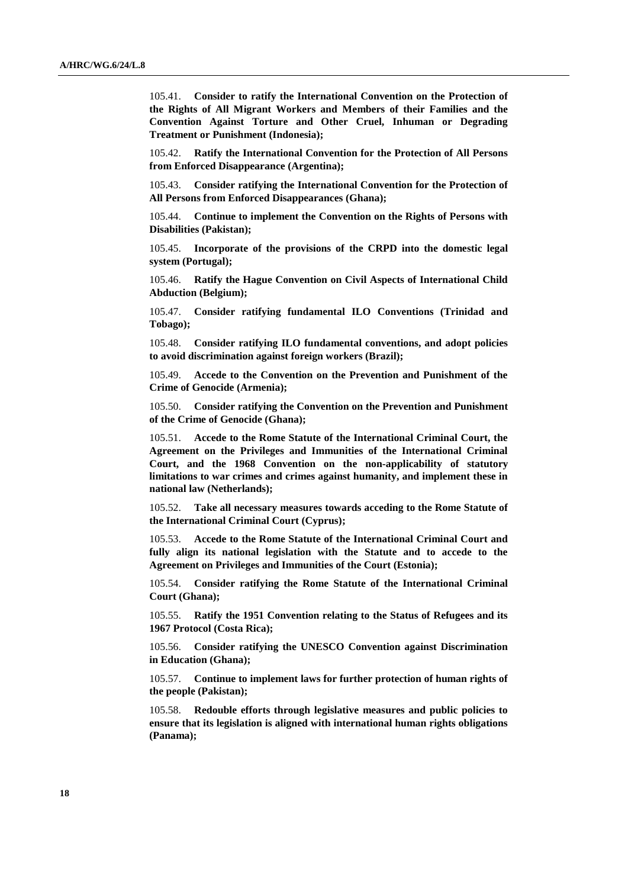105.41. **Consider to ratify the International Convention on the Protection of the Rights of All Migrant Workers and Members of their Families and the Convention Against Torture and Other Cruel, Inhuman or Degrading Treatment or Punishment (Indonesia);**

105.42. **Ratify the International Convention for the Protection of All Persons from Enforced Disappearance (Argentina);**

105.43. **Consider ratifying the International Convention for the Protection of All Persons from Enforced Disappearances (Ghana);**

105.44. **Continue to implement the Convention on the Rights of Persons with Disabilities (Pakistan);**

105.45. **Incorporate of the provisions of the CRPD into the domestic legal system (Portugal);**

105.46. **Ratify the Hague Convention on Civil Aspects of International Child Abduction (Belgium);**

105.47. **Consider ratifying fundamental ILO Conventions (Trinidad and Tobago);**

105.48. **Consider ratifying ILO fundamental conventions, and adopt policies to avoid discrimination against foreign workers (Brazil);**

105.49. **Accede to the Convention on the Prevention and Punishment of the Crime of Genocide (Armenia);**

105.50. **Consider ratifying the Convention on the Prevention and Punishment of the Crime of Genocide (Ghana);**

105.51. **Accede to the Rome Statute of the International Criminal Court, the Agreement on the Privileges and Immunities of the International Criminal Court, and the 1968 Convention on the non-applicability of statutory limitations to war crimes and crimes against humanity, and implement these in national law (Netherlands);**

105.52. **Take all necessary measures towards acceding to the Rome Statute of the International Criminal Court (Cyprus);**

105.53. **Accede to the Rome Statute of the International Criminal Court and fully align its national legislation with the Statute and to accede to the Agreement on Privileges and Immunities of the Court (Estonia);**

105.54. **Consider ratifying the Rome Statute of the International Criminal Court (Ghana);**

105.55. **Ratify the 1951 Convention relating to the Status of Refugees and its 1967 Protocol (Costa Rica);**

105.56. **Consider ratifying the UNESCO Convention against Discrimination in Education (Ghana);**

105.57. **Continue to implement laws for further protection of human rights of the people (Pakistan);**

105.58. **Redouble efforts through legislative measures and public policies to ensure that its legislation is aligned with international human rights obligations (Panama);**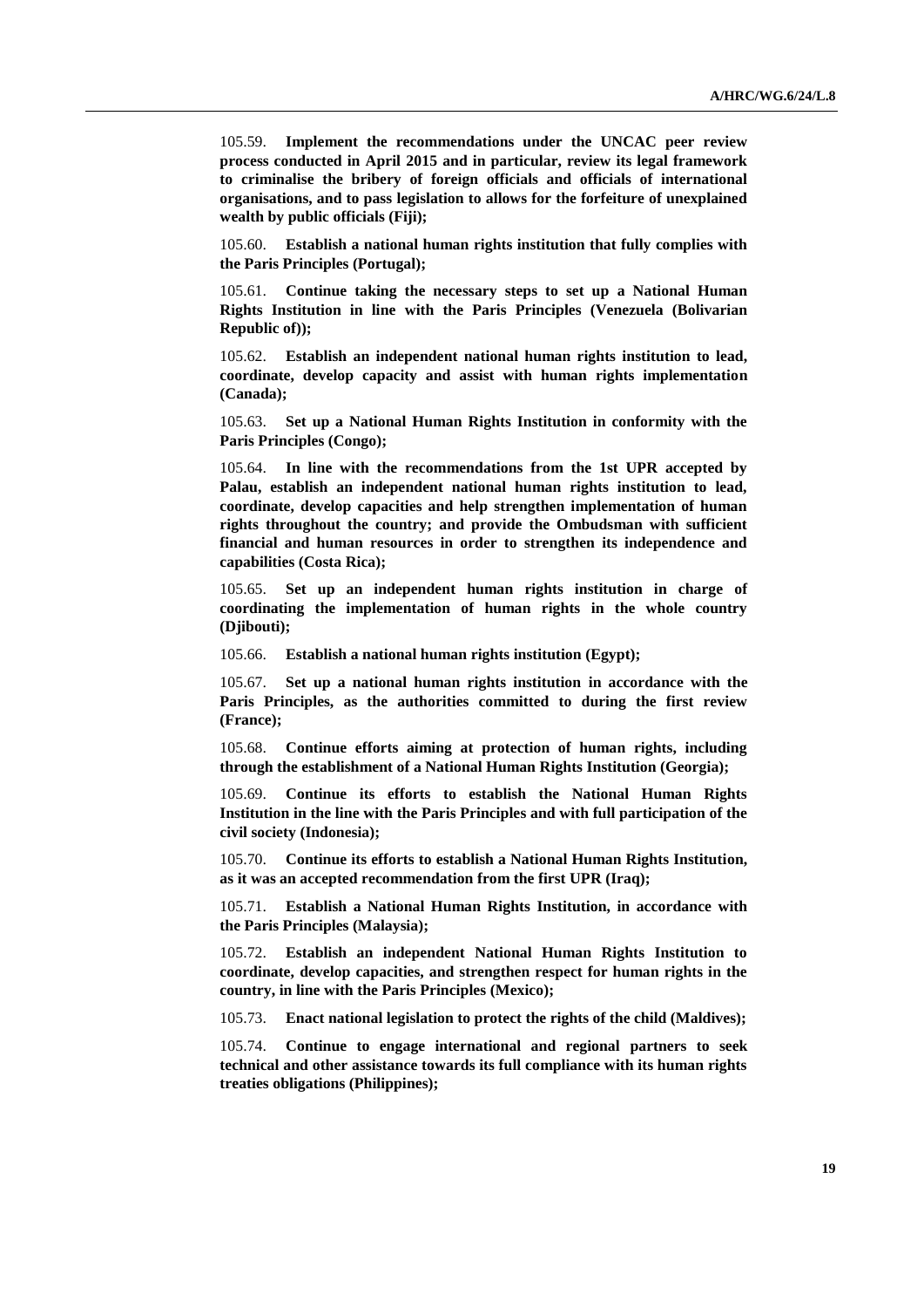105.59. **Implement the recommendations under the UNCAC peer review process conducted in April 2015 and in particular, review its legal framework to criminalise the bribery of foreign officials and officials of international organisations, and to pass legislation to allows for the forfeiture of unexplained wealth by public officials (Fiji);**

105.60. **Establish a national human rights institution that fully complies with the Paris Principles (Portugal);**

105.61. **Continue taking the necessary steps to set up a National Human Rights Institution in line with the Paris Principles (Venezuela (Bolivarian Republic of));**

105.62. **Establish an independent national human rights institution to lead, coordinate, develop capacity and assist with human rights implementation (Canada);**

105.63. **Set up a National Human Rights Institution in conformity with the Paris Principles (Congo);**

105.64. **In line with the recommendations from the 1st UPR accepted by Palau, establish an independent national human rights institution to lead, coordinate, develop capacities and help strengthen implementation of human rights throughout the country; and provide the Ombudsman with sufficient financial and human resources in order to strengthen its independence and capabilities (Costa Rica);**

105.65. **Set up an independent human rights institution in charge of coordinating the implementation of human rights in the whole country (Djibouti);**

105.66. **Establish a national human rights institution (Egypt);**

105.67. **Set up a national human rights institution in accordance with the Paris Principles, as the authorities committed to during the first review (France);**

105.68. **Continue efforts aiming at protection of human rights, including through the establishment of a National Human Rights Institution (Georgia);**

105.69. **Continue its efforts to establish the National Human Rights Institution in the line with the Paris Principles and with full participation of the civil society (Indonesia);**

105.70. **Continue its efforts to establish a National Human Rights Institution, as it was an accepted recommendation from the first UPR (Iraq);**

105.71. **Establish a National Human Rights Institution, in accordance with the Paris Principles (Malaysia);**

105.72. **Establish an independent National Human Rights Institution to coordinate, develop capacities, and strengthen respect for human rights in the country, in line with the Paris Principles (Mexico);**

105.73. **Enact national legislation to protect the rights of the child (Maldives);**

105.74. **Continue to engage international and regional partners to seek technical and other assistance towards its full compliance with its human rights treaties obligations (Philippines);**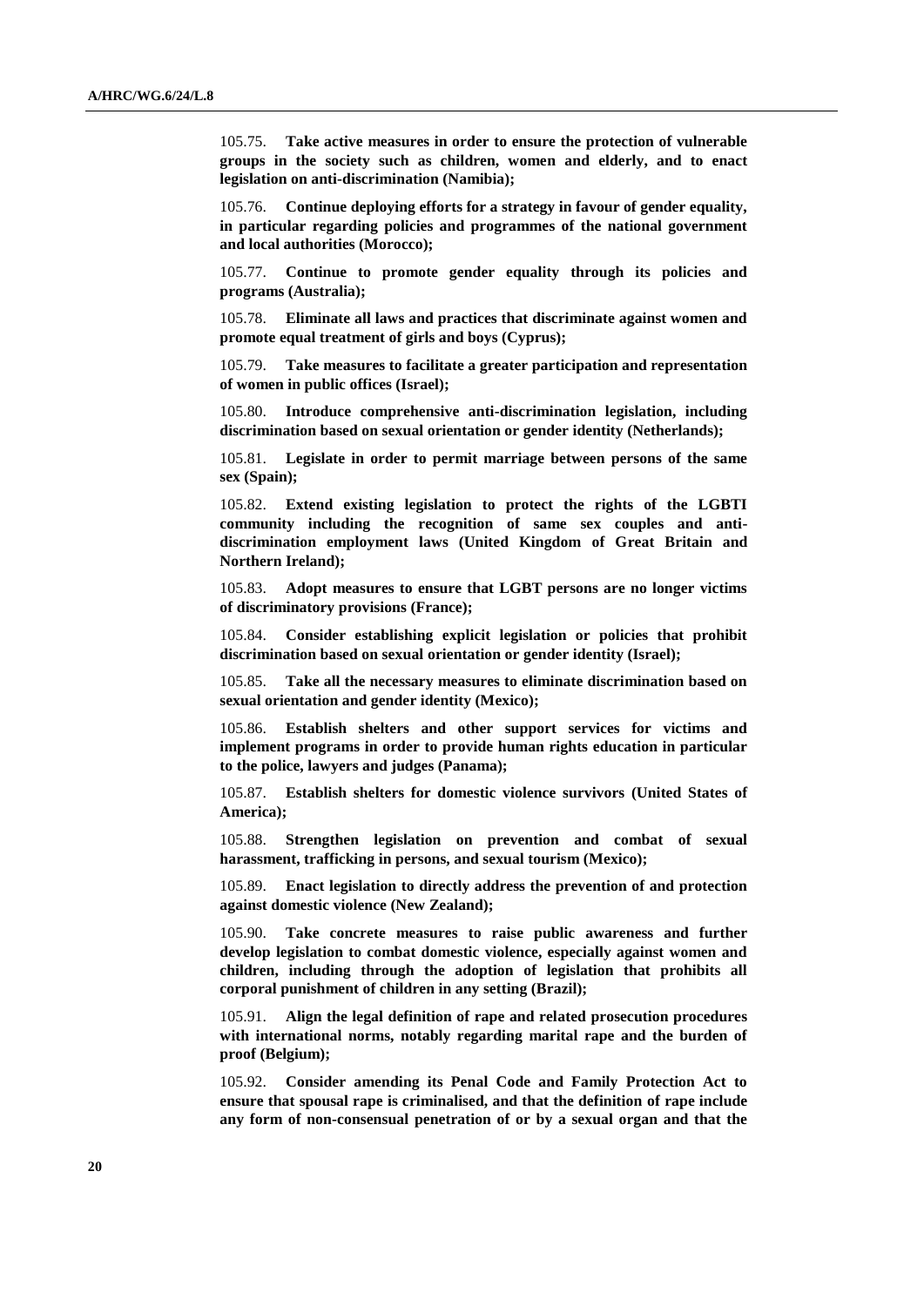105.75. **Take active measures in order to ensure the protection of vulnerable groups in the society such as children, women and elderly, and to enact legislation on anti-discrimination (Namibia);**

105.76. **Continue deploying efforts for a strategy in favour of gender equality, in particular regarding policies and programmes of the national government and local authorities (Morocco);**

105.77. **Continue to promote gender equality through its policies and programs (Australia);**

105.78. **Eliminate all laws and practices that discriminate against women and promote equal treatment of girls and boys (Cyprus);**

105.79. **Take measures to facilitate a greater participation and representation of women in public offices (Israel);**

105.80. **Introduce comprehensive anti-discrimination legislation, including discrimination based on sexual orientation or gender identity (Netherlands);**

105.81. **Legislate in order to permit marriage between persons of the same sex (Spain);**

105.82. **Extend existing legislation to protect the rights of the LGBTI community including the recognition of same sex couples and anti-discrimination employment laws (United Kingdom of Great Britain and Northern Ireland);**

105.83. **Adopt measures to ensure that LGBT persons are no longer victims of discriminatory provisions (France);**

105.84. **Consider establishing explicit legislation or policies that prohibit discrimination based on sexual orientation or gender identity (Israel);**

105.85. **Take all the necessary measures to eliminate discrimination based on sexual orientation and gender identity (Mexico);**

105.86. **Establish shelters and other support services for victims and implement programs in order to provide human rights education in particular to the police, lawyers and judges (Panama);**

105.87. **Establish shelters for domestic violence survivors (United States of America);**

105.88. **Strengthen legislation on prevention and combat of sexual harassment, trafficking in persons, and sexual tourism (Mexico);**

105.89. **Enact legislation to directly address the prevention of and protection against domestic violence (New Zealand);**

105.90. **Take concrete measures to raise public awareness and further develop legislation to combat domestic violence, especially against women and children, including through the adoption of legislation that prohibits all corporal punishment of children in any setting (Brazil);**

105.91. **Align the legal definition of rape and related prosecution procedures with international norms, notably regarding marital rape and the burden of proof (Belgium);**

105.92. **Consider amending its Penal Code and Family Protection Act to ensure that spousal rape is criminalised, and that the definition of rape include any form of non-consensual penetration of or by a sexual organ and that the**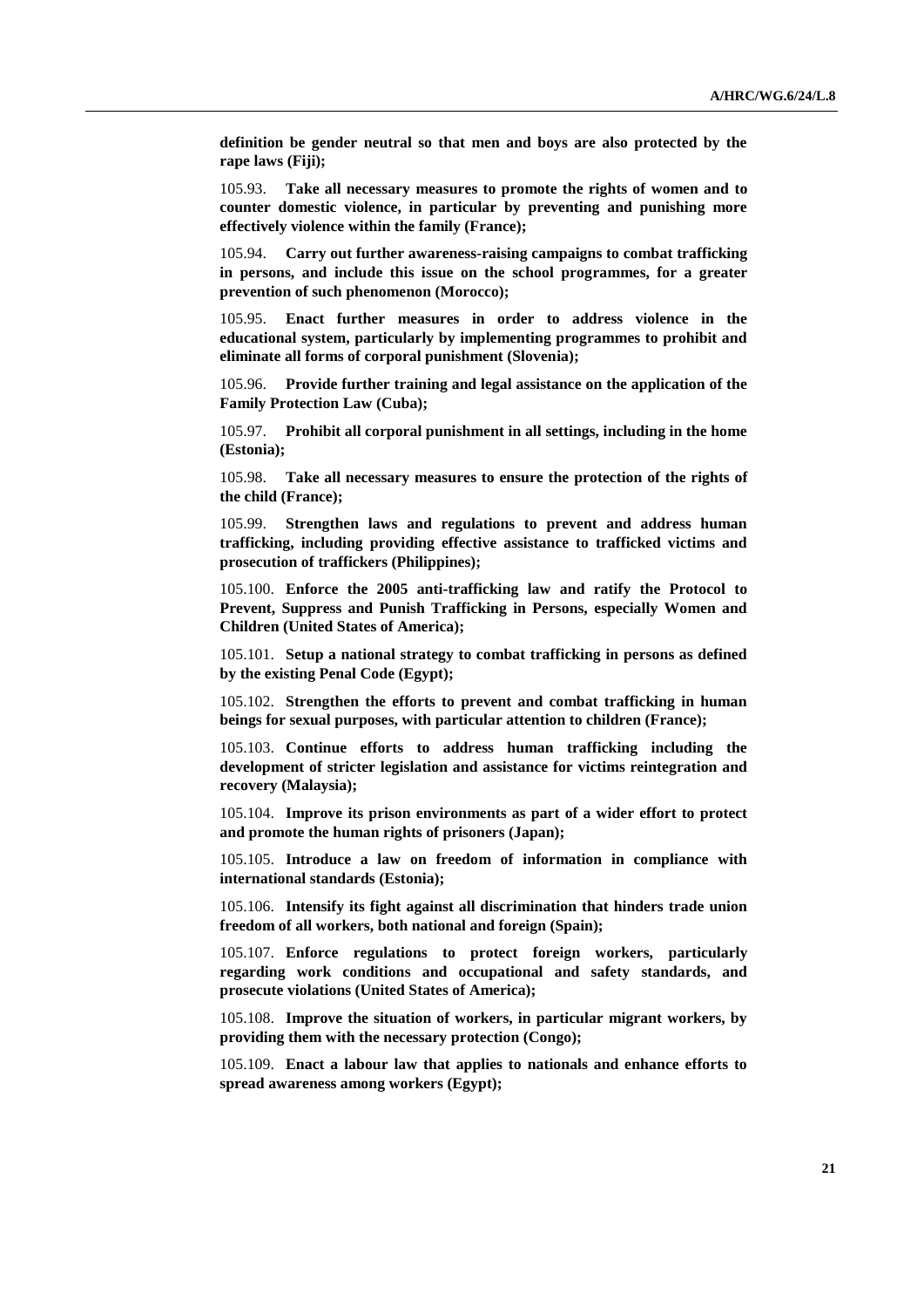**definition be gender neutral so that men and boys are also protected by the rape laws (Fiji);**

105.93. **Take all necessary measures to promote the rights of women and to counter domestic violence, in particular by preventing and punishing more effectively violence within the family (France);**

105.94. **Carry out further awareness-raising campaigns to combat trafficking in persons, and include this issue on the school programmes, for a greater prevention of such phenomenon (Morocco);**

105.95. **Enact further measures in order to address violence in the educational system, particularly by implementing programmes to prohibit and eliminate all forms of corporal punishment (Slovenia);**

105.96. **Provide further training and legal assistance on the application of the Family Protection Law (Cuba);**

105.97. **Prohibit all corporal punishment in all settings, including in the home (Estonia);**

105.98. **Take all necessary measures to ensure the protection of the rights of the child (France);**

105.99. **Strengthen laws and regulations to prevent and address human trafficking, including providing effective assistance to trafficked victims and prosecution of traffickers (Philippines);**

105.100. **Enforce the 2005 anti-trafficking law and ratify the Protocol to Prevent, Suppress and Punish Trafficking in Persons, especially Women and Children (United States of America);**

105.101. **Setup a national strategy to combat trafficking in persons as defined by the existing Penal Code (Egypt);**

105.102. **Strengthen the efforts to prevent and combat trafficking in human beings for sexual purposes, with particular attention to children (France);**

105.103. **Continue efforts to address human trafficking including the development of stricter legislation and assistance for victims reintegration and recovery (Malaysia);**

105.104. **Improve its prison environments as part of a wider effort to protect and promote the human rights of prisoners (Japan);**

105.105. **Introduce a law on freedom of information in compliance with international standards (Estonia);**

105.106. **Intensify its fight against all discrimination that hinders trade union freedom of all workers, both national and foreign (Spain);**

105.107. **Enforce regulations to protect foreign workers, particularly regarding work conditions and occupational and safety standards, and prosecute violations (United States of America);**

105.108. **Improve the situation of workers, in particular migrant workers, by providing them with the necessary protection (Congo);**

105.109. **Enact a labour law that applies to nationals and enhance efforts to spread awareness among workers (Egypt);**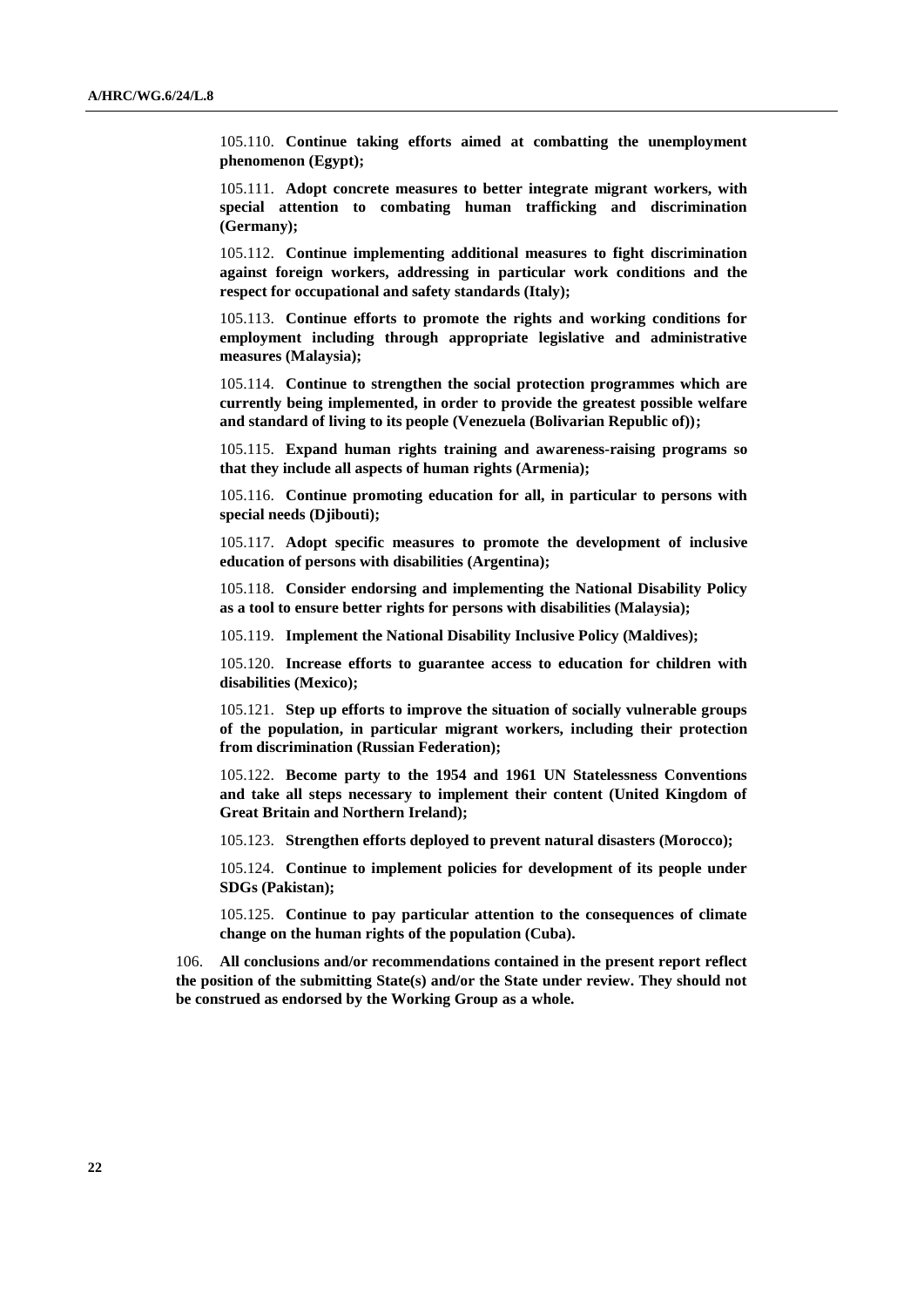105.110. **Continue taking efforts aimed at combatting the unemployment phenomenon (Egypt);**

105.111. **Adopt concrete measures to better integrate migrant workers, with special attention to combating human trafficking and discrimination (Germany);**

105.112. **Continue implementing additional measures to fight discrimination against foreign workers, addressing in particular work conditions and the respect for occupational and safety standards (Italy);**

105.113. **Continue efforts to promote the rights and working conditions for employment including through appropriate legislative and administrative measures (Malaysia);**

105.114. **Continue to strengthen the social protection programmes which are currently being implemented, in order to provide the greatest possible welfare and standard of living to its people (Venezuela (Bolivarian Republic of));**

105.115. **Expand human rights training and awareness-raising programs so that they include all aspects of human rights (Armenia);**

105.116. **Continue promoting education for all, in particular to persons with special needs (Djibouti);**

105.117. **Adopt specific measures to promote the development of inclusive education of persons with disabilities (Argentina);**

105.118. **Consider endorsing and implementing the National Disability Policy as a tool to ensure better rights for persons with disabilities (Malaysia);**

105.119. **Implement the National Disability Inclusive Policy (Maldives);**

105.120. **Increase efforts to guarantee access to education for children with disabilities (Mexico);**

105.121. **Step up efforts to improve the situation of socially vulnerable groups of the population, in particular migrant workers, including their protection from discrimination (Russian Federation);**

105.122. **Become party to the 1954 and 1961 UN Statelessness Conventions and take all steps necessary to implement their content (United Kingdom of Great Britain and Northern Ireland);**

105.123. **Strengthen efforts deployed to prevent natural disasters (Morocco);**

105.124. **Continue to implement policies for development of its people under SDGs (Pakistan);**

105.125. **Continue to pay particular attention to the consequences of climate change on the human rights of the population (Cuba).**

106. **All conclusions and/or recommendations contained in the present report reflect the position of the submitting State(s) and/or the State under review. They should not be construed as endorsed by the Working Group as a whole.**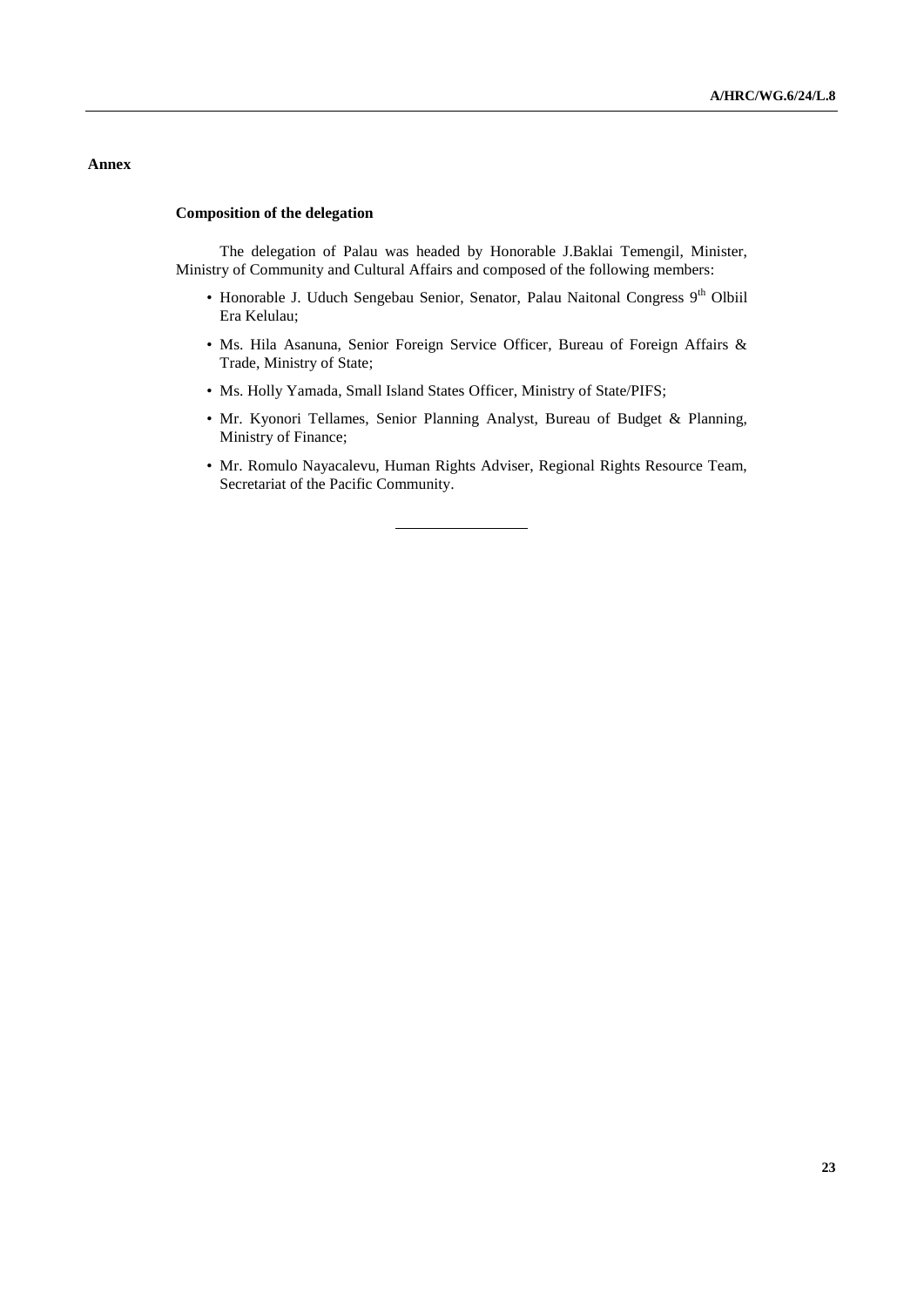## Annex

### Composition of the delegation

The delegation of Palau was headed by Honorable J.Baklai Temengil, Minister, Ministry of Community and Cultural Affairs and composed of the following members:

- Honorable J. Uduch Sengebau Senior, Senator, Palau Naitonal Congress 9th Olbiil Era Kelulau;
- Ms. Hila Asanuna, Senior Foreign Service Officer, Bureau of Foreign Affairs & Trade, Ministry of State;
- Ms. Holly Yamada, Small Island States Officer, Ministry of State/PIFS;
- Mr. Kyonori Tellames, Senior Planning Analyst, Bureau of Budget & Planning, Ministry of Finance;
- Mr. Romulo Nayacalevu, Human Rights Adviser, Regional Rights Resource Team, Secretariat of the Pacific Community.